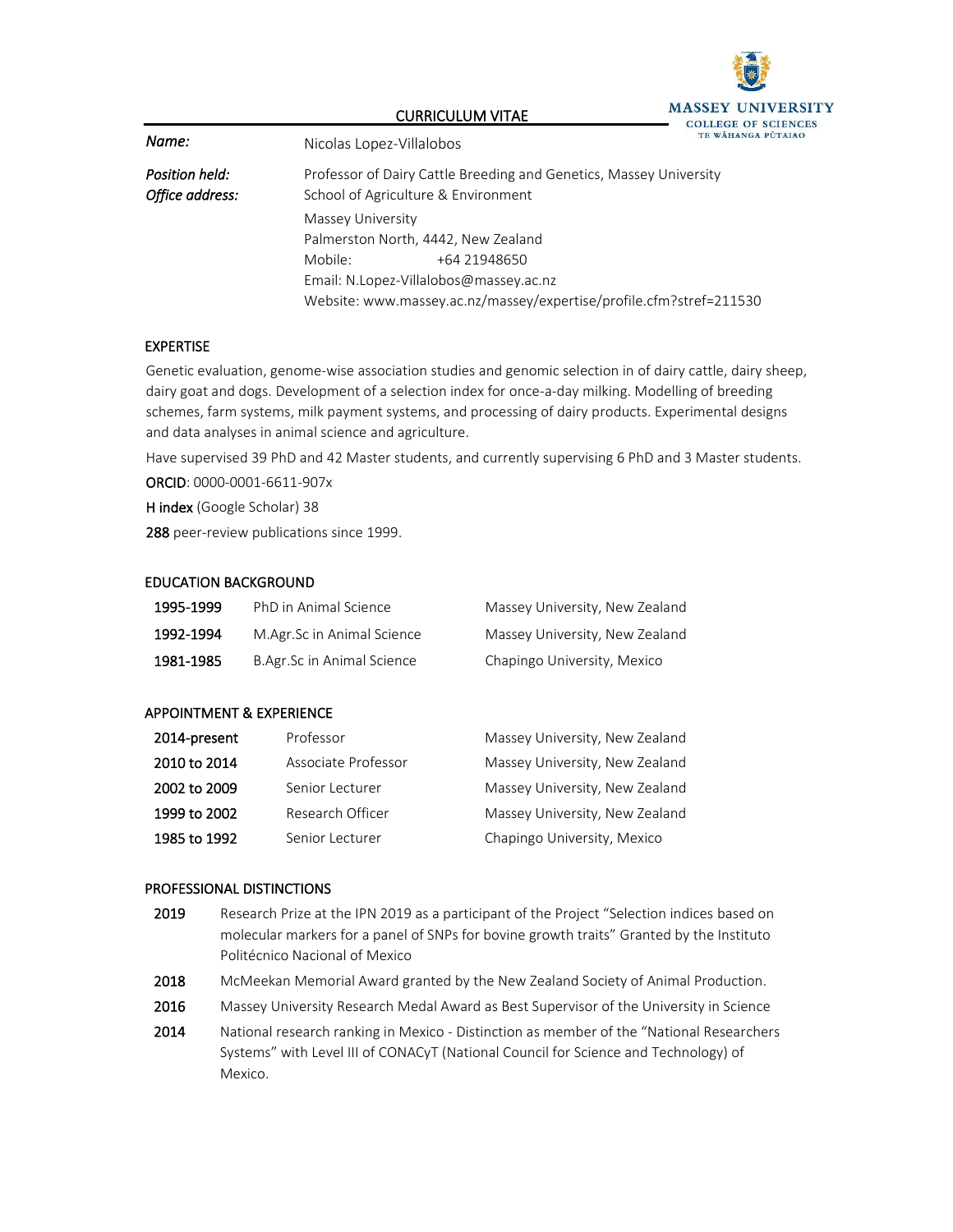# CURRICULUM VITAE

MASSEY UNIVERSITY
COLLEGE OF SCIENCES
TE WĀHANGA PŪTAIAO

*Name:* Nicolas Lopez-Villalobos

*Position held:* Professor of Dairy Cattle Breeding and Genetics, Massey University

*Office address:* School of Agriculture & Environment
Massey University
Palmerston North, 4442, New Zealand
Mobile: +64 21948650
Email: N.Lopez-Villalobos@massey.ac.nz
Website: www.massey.ac.nz/massey/expertise/profile.cfm?stref=211530

## EXPERTISE

Genetic evaluation, genome-wise association studies and genomic selection in of dairy cattle, dairy sheep, dairy goat and dogs. Development of a selection index for once-a-day milking. Modelling of breeding schemes, farm systems, milk payment systems, and processing of dairy products. Experimental designs and data analyses in animal science and agriculture.

Have supervised 39 PhD and 42 Master students, and currently supervising 6 PhD and 3 Master students.

**ORCID**: 0000-0001-6611-907x

**H index** (Google Scholar) 38

**288** peer-review publications since 1999.

## EDUCATION BACKGROUND

| | | |
|---|---|---|
| **1995-1999** | PhD in Animal Science | Massey University, New Zealand |
| **1992-1994** | M.Agr.Sc in Animal Science | Massey University, New Zealand |
| **1981-1985** | B.Agr.Sc in Animal Science | Chapingo University, Mexico |

## APPOINTMENT & EXPERIENCE

| | | |
|---|---|---|
| **2014-present** | Professor | Massey University, New Zealand |
| **2010 to 2014** | Associate Professor | Massey University, New Zealand |
| **2002 to 2009** | Senior Lecturer | Massey University, New Zealand |
| **1999 to 2002** | Research Officer | Massey University, New Zealand |
| **1985 to 1992** | Senior Lecturer | Chapingo University, Mexico |

## PROFESSIONAL DISTINCTIONS

**2019** Research Prize at the IPN 2019 as a participant of the Project "Selection indices based on molecular markers for a panel of SNPs for bovine growth traits" Granted by the Instituto Politécnico Nacional of Mexico

**2018** McMeekan Memorial Award granted by the New Zealand Society of Animal Production.

**2016** Massey University Research Medal Award as Best Supervisor of the University in Science

**2014** National research ranking in Mexico - Distinction as member of the "National Researchers Systems" with Level III of CONACyT (National Council for Science and Technology) of Mexico.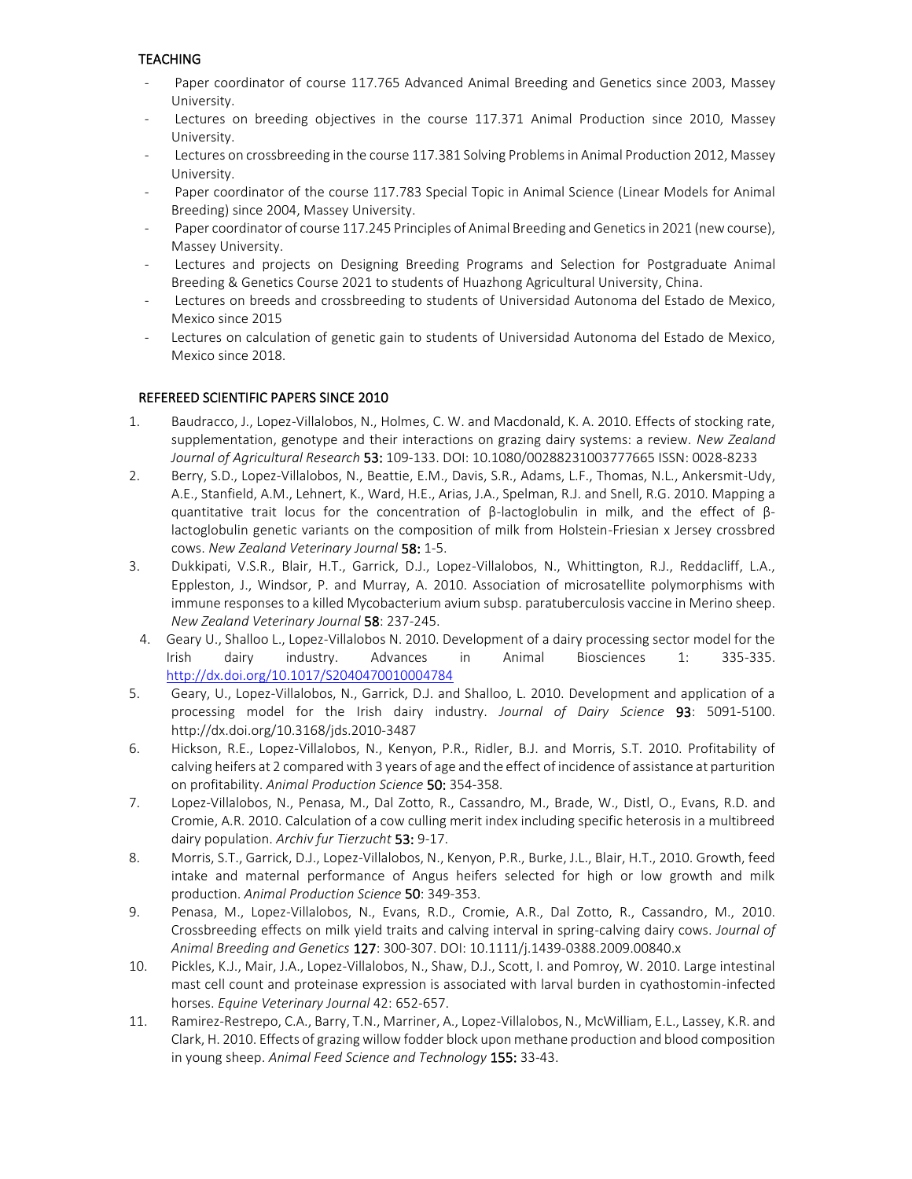## TEACHING

- Paper coordinator of course 117.765 Advanced Animal Breeding and Genetics since 2003, Massey University.
- Lectures on breeding objectives in the course 117.371 Animal Production since 2010, Massey University.
- Lectures on crossbreeding in the course 117.381 Solving Problems in Animal Production 2012, Massey University.
- Paper coordinator of the course 117.783 Special Topic in Animal Science (Linear Models for Animal Breeding) since 2004, Massey University.
- Paper coordinator of course 117.245 Principles of Animal Breeding and Genetics in 2021 (new course), Massey University.
- Lectures and projects on Designing Breeding Programs and Selection for Postgraduate Animal Breeding & Genetics Course 2021 to students of Huazhong Agricultural University, China.
- Lectures on breeds and crossbreeding to students of Universidad Autonoma del Estado de Mexico, Mexico since 2015
- Lectures on calculation of genetic gain to students of Universidad Autonoma del Estado de Mexico, Mexico since 2018.

## REFEREED SCIENTIFIC PAPERS SINCE 2010

1. Baudracco, J., Lopez-Villalobos, N., Holmes, C. W. and Macdonald, K. A. 2010. Effects of stocking rate, supplementation, genotype and their interactions on grazing dairy systems: a review. *New Zealand Journal of Agricultural Research* **53:** 109-133. DOI: 10.1080/00288231003777665 ISSN: 0028-8233
2. Berry, S.D., Lopez-Villalobos, N., Beattie, E.M., Davis, S.R., Adams, L.F., Thomas, N.L., Ankersmit-Udy, A.E., Stanfield, A.M., Lehnert, K., Ward, H.E., Arias, J.A., Spelman, R.J. and Snell, R.G. 2010. Mapping a quantitative trait locus for the concentration of β-lactoglobulin in milk, and the effect of β-lactoglobulin genetic variants on the composition of milk from Holstein-Friesian x Jersey crossbred cows. *New Zealand Veterinary Journal* **58:** 1-5.
3. Dukkipati, V.S.R., Blair, H.T., Garrick, D.J., Lopez-Villalobos, N., Whittington, R.J., Reddacliff, L.A., Eppleston, J., Windsor, P. and Murray, A. 2010. Association of microsatellite polymorphisms with immune responses to a killed Mycobacterium avium subsp. paratuberculosis vaccine in Merino sheep. *New Zealand Veterinary Journal* **58**: 237-245.
4. Geary U., Shalloo L., Lopez-Villalobos N. 2010. Development of a dairy processing sector model for the Irish dairy industry. Advances in Animal Biosciences 1: 335-335. http://dx.doi.org/10.1017/S2040470010004784
5. Geary, U., Lopez-Villalobos, N., Garrick, D.J. and Shalloo, L. 2010. Development and application of a processing model for the Irish dairy industry. *Journal of Dairy Science* **93**: 5091-5100. http://dx.doi.org/10.3168/jds.2010-3487
6. Hickson, R.E., Lopez-Villalobos, N., Kenyon, P.R., Ridler, B.J. and Morris, S.T. 2010. Profitability of calving heifers at 2 compared with 3 years of age and the effect of incidence of assistance at parturition on profitability. *Animal Production Science* **50:** 354-358.
7. Lopez-Villalobos, N., Penasa, M., Dal Zotto, R., Cassandro, M., Brade, W., Distl, O., Evans, R.D. and Cromie, A.R. 2010. Calculation of a cow culling merit index including specific heterosis in a multibreed dairy population. *Archiv fur Tierzucht* **53:** 9-17.
8. Morris, S.T., Garrick, D.J., Lopez-Villalobos, N., Kenyon, P.R., Burke, J.L., Blair, H.T., 2010. Growth, feed intake and maternal performance of Angus heifers selected for high or low growth and milk production. *Animal Production Science* **50**: 349-353.
9. Penasa, M., Lopez-Villalobos, N., Evans, R.D., Cromie, A.R., Dal Zotto, R., Cassandro, M., 2010. Crossbreeding effects on milk yield traits and calving interval in spring-calving dairy cows. *Journal of Animal Breeding and Genetics* **127**: 300-307. DOI: 10.1111/j.1439-0388.2009.00840.x
10. Pickles, K.J., Mair, J.A., Lopez-Villalobos, N., Shaw, D.J., Scott, I. and Pomroy, W. 2010. Large intestinal mast cell count and proteinase expression is associated with larval burden in cyathostomin-infected horses. *Equine Veterinary Journal* 42: 652-657.
11. Ramirez-Restrepo, C.A., Barry, T.N., Marriner, A., Lopez-Villalobos, N., McWilliam, E.L., Lassey, K.R. and Clark, H. 2010. Effects of grazing willow fodder block upon methane production and blood composition in young sheep. *Animal Feed Science and Technology* **155:** 33-43.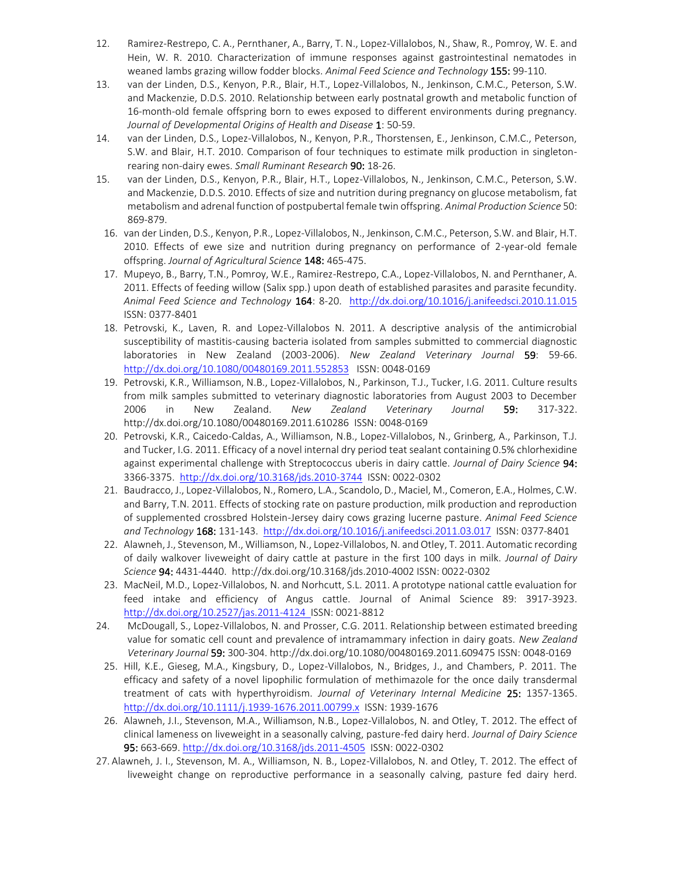12. Ramirez-Restrepo, C. A., Pernthaner, A., Barry, T. N., Lopez-Villalobos, N., Shaw, R., Pomroy, W. E. and Hein, W. R. 2010. Characterization of immune responses against gastrointestinal nematodes in weaned lambs grazing willow fodder blocks. *Animal Feed Science and Technology* **155:** 99-110.
13. van der Linden, D.S., Kenyon, P.R., Blair, H.T., Lopez-Villalobos, N., Jenkinson, C.M.C., Peterson, S.W. and Mackenzie, D.D.S. 2010. Relationship between early postnatal growth and metabolic function of 16-month-old female offspring born to ewes exposed to different environments during pregnancy. *Journal of Developmental Origins of Health and Disease* **1**: 50-59.
14. van der Linden, D.S., Lopez-Villalobos, N., Kenyon, P.R., Thorstensen, E., Jenkinson, C.M.C., Peterson, S.W. and Blair, H.T. 2010. Comparison of four techniques to estimate milk production in singleton-rearing non-dairy ewes. *Small Ruminant Research* **90:** 18-26.
15. van der Linden, D.S., Kenyon, P.R., Blair, H.T., Lopez-Villalobos, N., Jenkinson, C.M.C., Peterson, S.W. and Mackenzie, D.D.S. 2010. Effects of size and nutrition during pregnancy on glucose metabolism, fat metabolism and adrenal function of postpubertal female twin offspring. *Animal Production Science* 50: 869-879.
16. van der Linden, D.S., Kenyon, P.R., Lopez-Villalobos, N., Jenkinson, C.M.C., Peterson, S.W. and Blair, H.T. 2010. Effects of ewe size and nutrition during pregnancy on performance of 2-year-old female offspring. *Journal of Agricultural Science* **148:** 465-475.
17. Mupeyo, B., Barry, T.N., Pomroy, W.E., Ramirez-Restrepo, C.A., Lopez-Villalobos, N. and Pernthaner, A. 2011. Effects of feeding willow (Salix spp.) upon death of established parasites and parasite fecundity. *Animal Feed Science and Technology* **164**: 8-20. http://dx.doi.org/10.1016/j.anifeedsci.2010.11.015 ISSN: 0377-8401
18. Petrovski, K., Laven, R. and Lopez-Villalobos N. 2011. A descriptive analysis of the antimicrobial susceptibility of mastitis-causing bacteria isolated from samples submitted to commercial diagnostic laboratories in New Zealand (2003-2006). *New Zealand Veterinary Journal* **59**: 59-66. http://dx.doi.org/10.1080/00480169.2011.552853 ISSN: 0048-0169
19. Petrovski, K.R., Williamson, N.B., Lopez-Villalobos, N., Parkinson, T.J., Tucker, I.G. 2011. Culture results from milk samples submitted to veterinary diagnostic laboratories from August 2003 to December 2006 in New Zealand. *New Zealand Veterinary Journal* **59:** 317-322. http://dx.doi.org/10.1080/00480169.2011.610286 ISSN: 0048-0169
20. Petrovski, K.R., Caicedo-Caldas, A., Williamson, N.B., Lopez-Villalobos, N., Grinberg, A., Parkinson, T.J. and Tucker, I.G. 2011. Efficacy of a novel internal dry period teat sealant containing 0.5% chlorhexidine against experimental challenge with Streptococcus uberis in dairy cattle. *Journal of Dairy Science* **94:** 3366-3375. http://dx.doi.org/10.3168/jds.2010-3744 ISSN: 0022-0302
21. Baudracco, J., Lopez-Villalobos, N., Romero, L.A., Scandolo, D., Maciel, M., Comeron, E.A., Holmes, C.W. and Barry, T.N. 2011. Effects of stocking rate on pasture production, milk production and reproduction of supplemented crossbred Holstein-Jersey dairy cows grazing lucerne pasture. *Animal Feed Science and Technology* **168:** 131-143. http://dx.doi.org/10.1016/j.anifeedsci.2011.03.017 ISSN: 0377-8401
22. Alawneh, J., Stevenson, M., Williamson, N., Lopez-Villalobos, N. and Otley, T. 2011. Automatic recording of daily walkover liveweight of dairy cattle at pasture in the first 100 days in milk. *Journal of Dairy Science* **94:** 4431-4440. http://dx.doi.org/10.3168/jds.2010-4002 ISSN: 0022-0302
23. MacNeil, M.D., Lopez-Villalobos, N. and Norhcutt, S.L. 2011. A prototype national cattle evaluation for feed intake and efficiency of Angus cattle. Journal of Animal Science 89: 3917-3923. http://dx.doi.org/10.2527/jas.2011-4124 ISSN: 0021-8812
24. McDougall, S., Lopez-Villalobos, N. and Prosser, C.G. 2011. Relationship between estimated breeding value for somatic cell count and prevalence of intramammary infection in dairy goats. *New Zealand Veterinary Journal* **59:** 300-304. http://dx.doi.org/10.1080/00480169.2011.609475 ISSN: 0048-0169
25. Hill, K.E., Gieseg, M.A., Kingsbury, D., Lopez-Villalobos, N., Bridges, J., and Chambers, P. 2011. The efficacy and safety of a novel lipophilic formulation of methimazole for the once daily transdermal treatment of cats with hyperthyroidism. *Journal of Veterinary Internal Medicine* **25:** 1357-1365. http://dx.doi.org/10.1111/j.1939-1676.2011.00799.x ISSN: 1939-1676
26. Alawneh, J.I., Stevenson, M.A., Williamson, N.B., Lopez-Villalobos, N. and Otley, T. 2012. The effect of clinical lameness on liveweight in a seasonally calving, pasture-fed dairy herd. *Journal of Dairy Science* **95:** 663-669. http://dx.doi.org/10.3168/jds.2011-4505 ISSN: 0022-0302
27. Alawneh, J. I., Stevenson, M. A., Williamson, N. B., Lopez-Villalobos, N. and Otley, T. 2012. The effect of liveweight change on reproductive performance in a seasonally calving, pasture fed dairy herd.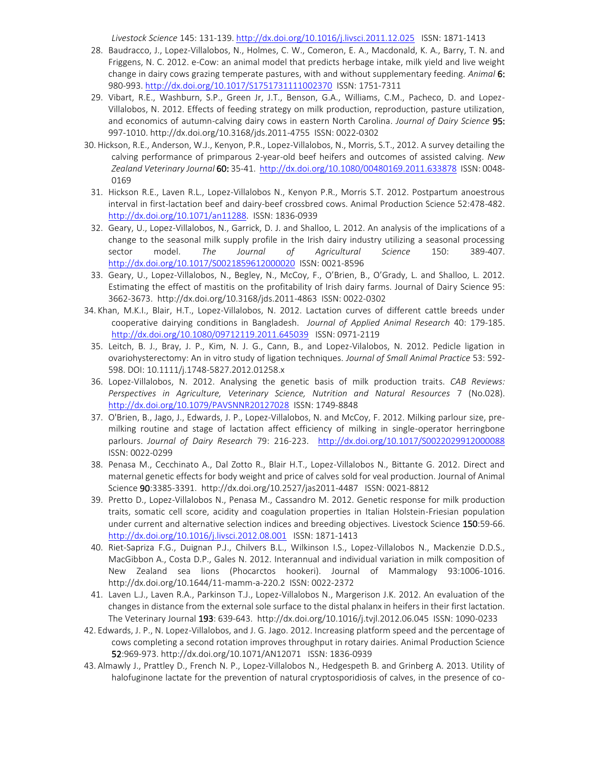*Livestock Science* 145: 131-139. http://dx.doi.org/10.1016/j.livsci.2011.12.025 ISSN: 1871-1413

28. Baudracco, J., Lopez-Villalobos, N., Holmes, C. W., Comeron, E. A., Macdonald, K. A., Barry, T. N. and Friggens, N. C. 2012. e-Cow: an animal model that predicts herbage intake, milk yield and live weight change in dairy cows grazing temperate pastures, with and without supplementary feeding. *Animal* **6:** 980-993. http://dx.doi.org/10.1017/S1751731111002370 ISSN: 1751-7311
29. Vibart, R.E., Washburn, S.P., Green Jr, J.T., Benson, G.A., Williams, C.M., Pacheco, D. and Lopez-Villalobos, N. 2012. Effects of feeding strategy on milk production, reproduction, pasture utilization, and economics of autumn-calving dairy cows in eastern North Carolina. *Journal of Dairy Science* **95:** 997-1010. http://dx.doi.org/10.3168/jds.2011-4755 ISSN: 0022-0302
30. Hickson, R.E., Anderson, W.J., Kenyon, P.R., Lopez-Villalobos, N., Morris, S.T., 2012. A survey detailing the calving performance of primparous 2-year-old beef heifers and outcomes of assisted calving. *New Zealand Veterinary Journal* **60:** 35-41. http://dx.doi.org/10.1080/00480169.2011.633878 ISSN: 0048-0169
31. Hickson R.E., Laven R.L., Lopez-Villalobos N., Kenyon P.R., Morris S.T. 2012. Postpartum anoestrous interval in first-lactation beef and dairy-beef crossbred cows. Animal Production Science 52:478-482. http://dx.doi.org/10.1071/an11288. ISSN: 1836-0939
32. Geary, U., Lopez-Villalobos, N., Garrick, D. J. and Shalloo, L. 2012. An analysis of the implications of a change to the seasonal milk supply profile in the Irish dairy industry utilizing a seasonal processing sector model. *The Journal of Agricultural Science* 150: 389-407. http://dx.doi.org/10.1017/S0021859612000020 ISSN: 0021-8596
33. Geary, U., Lopez-Villalobos, N., Begley, N., McCoy, F., O'Brien, B., O'Grady, L. and Shalloo, L. 2012. Estimating the effect of mastitis on the profitability of Irish dairy farms. Journal of Dairy Science 95: 3662-3673. http://dx.doi.org/10.3168/jds.2011-4863 ISSN: 0022-0302
34. Khan, M.K.I., Blair, H.T., Lopez-Villalobos, N. 2012. Lactation curves of different cattle breeds under cooperative dairying conditions in Bangladesh. *Journal of Applied Animal Research* 40: 179-185. http://dx.doi.org/10.1080/09712119.2011.645039 ISSN: 0971-2119
35. Leitch, B. J., Bray, J. P., Kim, N. J. G., Cann, B., and Lopez-Vilalobos, N. 2012. Pedicle ligation in ovariohysterectomy: An in vitro study of ligation techniques. *Journal of Small Animal Practice* 53: 592-598. DOI: 10.1111/j.1748-5827.2012.01258.x
36. Lopez-Villalobos, N. 2012. Analysing the genetic basis of milk production traits. *CAB Reviews: Perspectives in Agriculture, Veterinary Science, Nutrition and Natural Resources* 7 (No.028). http://dx.doi.org/10.1079/PAVSNNR20127028 ISSN: 1749-8848
37. O'Brien, B., Jago, J., Edwards, J. P., Lopez-Villalobos, N. and McCoy, F. 2012. Milking parlour size, pre-milking routine and stage of lactation affect efficiency of milking in single-operator herringbone parlours. *Journal of Dairy Research* 79: 216-223. http://dx.doi.org/10.1017/S0022029912000088 ISSN: 0022-0299
38. Penasa M., Cecchinato A., Dal Zotto R., Blair H.T., Lopez-Villalobos N., Bittante G. 2012. Direct and maternal genetic effects for body weight and price of calves sold for veal production. Journal of Animal Science **90**:3385-3391. http://dx.doi.org/10.2527/jas2011-4487 ISSN: 0021-8812
39. Pretto D., Lopez-Villalobos N., Penasa M., Cassandro M. 2012. Genetic response for milk production traits, somatic cell score, acidity and coagulation properties in Italian Holstein-Friesian population under current and alternative selection indices and breeding objectives. Livestock Science **150**:59-66. http://dx.doi.org/10.1016/j.livsci.2012.08.001 ISSN: 1871-1413
40. Riet-Sapriza F.G., Duignan P.J., Chilvers B.L., Wilkinson I.S., Lopez-Villalobos N., Mackenzie D.D.S., MacGibbon A., Costa D.P., Gales N. 2012. Interannual and individual variation in milk composition of New Zealand sea lions (Phocarctos hookeri). Journal of Mammalogy 93:1006-1016. http://dx.doi.org/10.1644/11-mamm-a-220.2 ISSN: 0022-2372
41. Laven L.J., Laven R.A., Parkinson T.J., Lopez-Villalobos N., Margerison J.K. 2012. An evaluation of the changes in distance from the external sole surface to the distal phalanx in heifers in their first lactation. The Veterinary Journal **193**: 639-643. http://dx.doi.org/10.1016/j.tvjl.2012.06.045 ISSN: 1090-0233
42. Edwards, J. P., N. Lopez-Villalobos, and J. G. Jago. 2012. Increasing platform speed and the percentage of cows completing a second rotation improves throughput in rotary dairies. Animal Production Science **52**:969-973. http://dx.doi.org/10.1071/AN12071 ISSN: 1836-0939
43. Almawly J., Prattley D., French N. P., Lopez-Villalobos N., Hedgespeth B. and Grinberg A. 2013. Utility of halofuginone lactate for the prevention of natural cryptosporidiosis of calves, in the presence of co-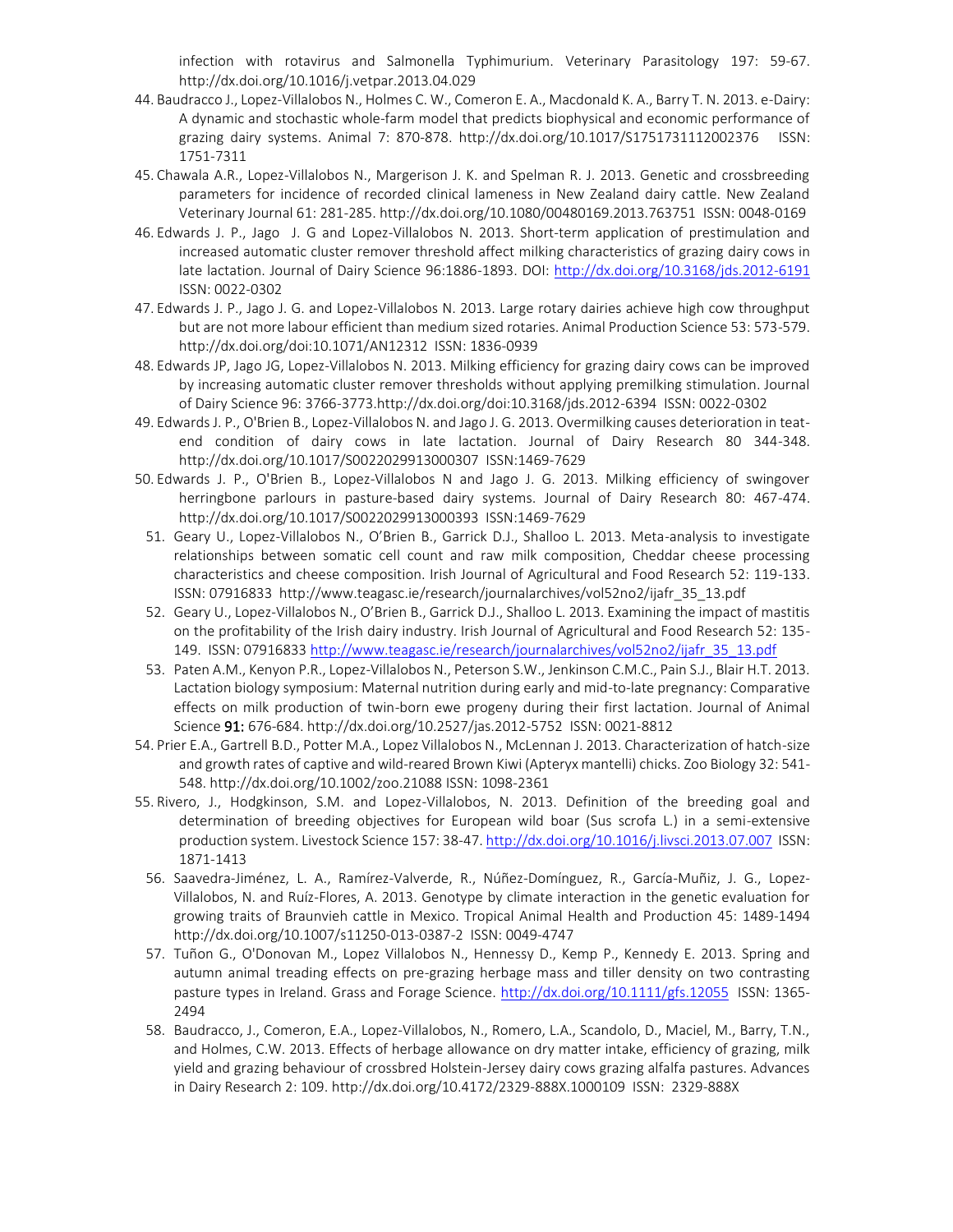infection with rotavirus and Salmonella Typhimurium. Veterinary Parasitology 197: 59-67. http://dx.doi.org/10.1016/j.vetpar.2013.04.029

44. Baudracco J., Lopez-Villalobos N., Holmes C. W., Comeron E. A., Macdonald K. A., Barry T. N. 2013. e-Dairy: A dynamic and stochastic whole-farm model that predicts biophysical and economic performance of grazing dairy systems. Animal 7: 870-878. http://dx.doi.org/10.1017/S1751731112002376 ISSN: 1751-7311
45. Chawala A.R., Lopez-Villalobos N., Margerison J. K. and Spelman R. J. 2013. Genetic and crossbreeding parameters for incidence of recorded clinical lameness in New Zealand dairy cattle. New Zealand Veterinary Journal 61: 281-285. http://dx.doi.org/10.1080/00480169.2013.763751 ISSN: 0048-0169
46. Edwards J. P., Jago J. G and Lopez-Villalobos N. 2013. Short-term application of prestimulation and increased automatic cluster remover threshold affect milking characteristics of grazing dairy cows in late lactation. Journal of Dairy Science 96:1886-1893. DOI: http://dx.doi.org/10.3168/jds.2012-6191 ISSN: 0022-0302
47. Edwards J. P., Jago J. G. and Lopez-Villalobos N. 2013. Large rotary dairies achieve high cow throughput but are not more labour efficient than medium sized rotaries. Animal Production Science 53: 573-579. http://dx.doi.org/doi:10.1071/AN12312 ISSN: 1836-0939
48. Edwards JP, Jago JG, Lopez-Villalobos N. 2013. Milking efficiency for grazing dairy cows can be improved by increasing automatic cluster remover thresholds without applying premilking stimulation. Journal of Dairy Science 96: 3766-3773.http://dx.doi.org/doi:10.3168/jds.2012-6394 ISSN: 0022-0302
49. Edwards J. P., O'Brien B., Lopez-Villalobos N. and Jago J. G. 2013. Overmilking causes deterioration in teat-end condition of dairy cows in late lactation. Journal of Dairy Research 80 344-348. http://dx.doi.org/10.1017/S0022029913000307 ISSN:1469-7629
50. Edwards J. P., O'Brien B., Lopez-Villalobos N and Jago J. G. 2013. Milking efficiency of swingover herringbone parlours in pasture-based dairy systems. Journal of Dairy Research 80: 467-474. http://dx.doi.org/10.1017/S0022029913000393 ISSN:1469-7629
51. Geary U., Lopez-Villalobos N., O'Brien B., Garrick D.J., Shalloo L. 2013. Meta-analysis to investigate relationships between somatic cell count and raw milk composition, Cheddar cheese processing characteristics and cheese composition. Irish Journal of Agricultural and Food Research 52: 119-133. ISSN: 07916833 http://www.teagasc.ie/research/journalarchives/vol52no2/ijafr_35_13.pdf
52. Geary U., Lopez-Villalobos N., O'Brien B., Garrick D.J., Shalloo L. 2013. Examining the impact of mastitis on the profitability of the Irish dairy industry. Irish Journal of Agricultural and Food Research 52: 135-149. ISSN: 07916833 http://www.teagasc.ie/research/journalarchives/vol52no2/ijafr_35_13.pdf
53. Paten A.M., Kenyon P.R., Lopez-Villalobos N., Peterson S.W., Jenkinson C.M.C., Pain S.J., Blair H.T. 2013. Lactation biology symposium: Maternal nutrition during early and mid-to-late pregnancy: Comparative effects on milk production of twin-born ewe progeny during their first lactation. Journal of Animal Science **91:** 676-684. http://dx.doi.org/10.2527/jas.2012-5752 ISSN: 0021-8812
54. Prier E.A., Gartrell B.D., Potter M.A., Lopez Villalobos N., McLennan J. 2013. Characterization of hatch-size and growth rates of captive and wild-reared Brown Kiwi (Apteryx mantelli) chicks. Zoo Biology 32: 541-548. http://dx.doi.org/10.1002/zoo.21088 ISSN: 1098-2361
55. Rivero, J., Hodgkinson, S.M. and Lopez-Villalobos, N. 2013. Definition of the breeding goal and determination of breeding objectives for European wild boar (Sus scrofa L.) in a semi-extensive production system. Livestock Science 157: 38-47. http://dx.doi.org/10.1016/j.livsci.2013.07.007 ISSN: 1871-1413
56. Saavedra-Jiménez, L. A., Ramírez-Valverde, R., Núñez-Domínguez, R., García-Muñiz, J. G., Lopez-Villalobos, N. and Ruíz-Flores, A. 2013. Genotype by climate interaction in the genetic evaluation for growing traits of Braunvieh cattle in Mexico. Tropical Animal Health and Production 45: 1489-1494 http://dx.doi.org/10.1007/s11250-013-0387-2 ISSN: 0049-4747
57. Tuñon G., O'Donovan M., Lopez Villalobos N., Hennessy D., Kemp P., Kennedy E. 2013. Spring and autumn animal treading effects on pre-grazing herbage mass and tiller density on two contrasting pasture types in Ireland. Grass and Forage Science. http://dx.doi.org/10.1111/gfs.12055 ISSN: 1365-2494
58. Baudracco, J., Comeron, E.A., Lopez-Villalobos, N., Romero, L.A., Scandolo, D., Maciel, M., Barry, T.N., and Holmes, C.W. 2013. Effects of herbage allowance on dry matter intake, efficiency of grazing, milk yield and grazing behaviour of crossbred Holstein-Jersey dairy cows grazing alfalfa pastures. Advances in Dairy Research 2: 109. http://dx.doi.org/10.4172/2329-888X.1000109 ISSN: 2329-888X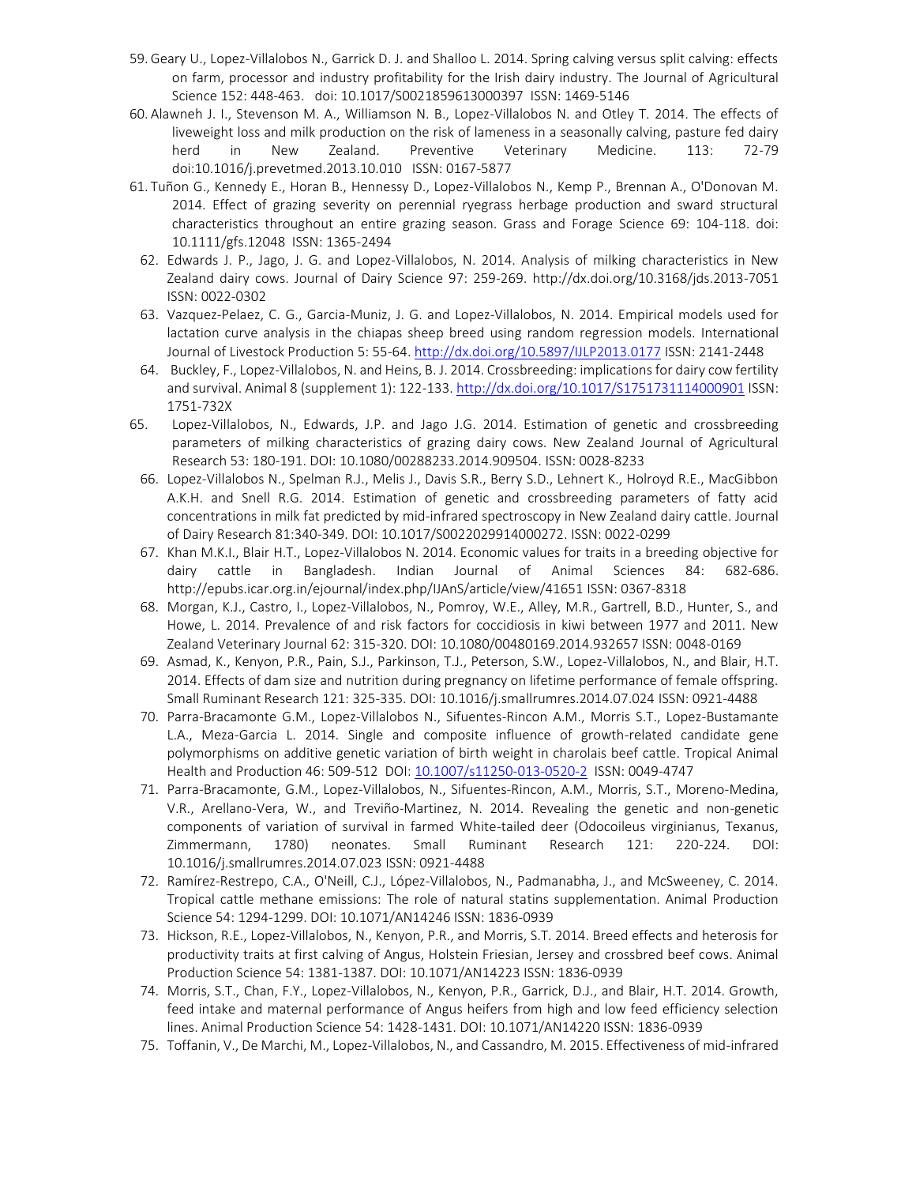59. Geary U., Lopez-Villalobos N., Garrick D. J. and Shalloo L. 2014. Spring calving versus split calving: effects on farm, processor and industry profitability for the Irish dairy industry. The Journal of Agricultural Science 152: 448-463. doi: 10.1017/S0021859613000397 ISSN: 1469-5146
60. Alawneh J. I., Stevenson M. A., Williamson N. B., Lopez-Villalobos N. and Otley T. 2014. The effects of liveweight loss and milk production on the risk of lameness in a seasonally calving, pasture fed dairy herd in New Zealand. Preventive Veterinary Medicine. 113: 72-79 doi:10.1016/j.prevetmed.2013.10.010 ISSN: 0167-5877
61. Tuñon G., Kennedy E., Horan B., Hennessy D., Lopez-Villalobos N., Kemp P., Brennan A., O'Donovan M. 2014. Effect of grazing severity on perennial ryegrass herbage production and sward structural characteristics throughout an entire grazing season. Grass and Forage Science 69: 104-118. doi: 10.1111/gfs.12048 ISSN: 1365-2494
62. Edwards J. P., Jago, J. G. and Lopez-Villalobos, N. 2014. Analysis of milking characteristics in New Zealand dairy cows. Journal of Dairy Science 97: 259-269. http://dx.doi.org/10.3168/jds.2013-7051 ISSN: 0022-0302
63. Vazquez-Pelaez, C. G., Garcia-Muniz, J. G. and Lopez-Villalobos, N. 2014. Empirical models used for lactation curve analysis in the chiapas sheep breed using random regression models. International Journal of Livestock Production 5: 55-64. http://dx.doi.org/10.5897/IJLP2013.0177 ISSN: 2141-2448
64. Buckley, F., Lopez-Villalobos, N. and Heins, B. J. 2014. Crossbreeding: implications for dairy cow fertility and survival. Animal 8 (supplement 1): 122-133. http://dx.doi.org/10.1017/S1751731114000901 ISSN: 1751-732X
65. Lopez-Villalobos, N., Edwards, J.P. and Jago J.G. 2014. Estimation of genetic and crossbreeding parameters of milking characteristics of grazing dairy cows. New Zealand Journal of Agricultural Research 53: 180-191. DOI: 10.1080/00288233.2014.909504. ISSN: 0028-8233
66. Lopez-Villalobos N., Spelman R.J., Melis J., Davis S.R., Berry S.D., Lehnert K., Holroyd R.E., MacGibbon A.K.H. and Snell R.G. 2014. Estimation of genetic and crossbreeding parameters of fatty acid concentrations in milk fat predicted by mid-infrared spectroscopy in New Zealand dairy cattle. Journal of Dairy Research 81:340-349. DOI: 10.1017/S0022029914000272. ISSN: 0022-0299
67. Khan M.K.I., Blair H.T., Lopez-Villalobos N. 2014. Economic values for traits in a breeding objective for dairy cattle in Bangladesh. Indian Journal of Animal Sciences 84: 682-686. http://epubs.icar.org.in/ejournal/index.php/IJAnS/article/view/41651 ISSN: 0367-8318
68. Morgan, K.J., Castro, I., Lopez-Villalobos, N., Pomroy, W.E., Alley, M.R., Gartrell, B.D., Hunter, S., and Howe, L. 2014. Prevalence of and risk factors for coccidiosis in kiwi between 1977 and 2011. New Zealand Veterinary Journal 62: 315-320. DOI: 10.1080/00480169.2014.932657 ISSN: 0048-0169
69. Asmad, K., Kenyon, P.R., Pain, S.J., Parkinson, T.J., Peterson, S.W., Lopez-Villalobos, N., and Blair, H.T. 2014. Effects of dam size and nutrition during pregnancy on lifetime performance of female offspring. Small Ruminant Research 121: 325-335. DOI: 10.1016/j.smallrumres.2014.07.024 ISSN: 0921-4488
70. Parra-Bracamonte G.M., Lopez-Villalobos N., Sifuentes-Rincon A.M., Morris S.T., Lopez-Bustamante L.A., Meza-Garcia L. 2014. Single and composite influence of growth-related candidate gene polymorphisms on additive genetic variation of birth weight in charolais beef cattle. Tropical Animal Health and Production 46: 509-512 DOI: 10.1007/s11250-013-0520-2 ISSN: 0049-4747
71. Parra-Bracamonte, G.M., Lopez-Villalobos, N., Sifuentes-Rincon, A.M., Morris, S.T., Moreno-Medina, V.R., Arellano-Vera, W., and Treviño-Martinez, N. 2014. Revealing the genetic and non-genetic components of variation of survival in farmed White-tailed deer (Odocoileus virginianus, Texanus, Zimmermann, 1780) neonates. Small Ruminant Research 121: 220-224. DOI: 10.1016/j.smallrumres.2014.07.023 ISSN: 0921-4488
72. Ramírez-Restrepo, C.A., O'Neill, C.J., López-Villalobos, N., Padmanabha, J., and McSweeney, C. 2014. Tropical cattle methane emissions: The role of natural statins supplementation. Animal Production Science 54: 1294-1299. DOI: 10.1071/AN14246 ISSN: 1836-0939
73. Hickson, R.E., Lopez-Villalobos, N., Kenyon, P.R., and Morris, S.T. 2014. Breed effects and heterosis for productivity traits at first calving of Angus, Holstein Friesian, Jersey and crossbred beef cows. Animal Production Science 54: 1381-1387. DOI: 10.1071/AN14223 ISSN: 1836-0939
74. Morris, S.T., Chan, F.Y., Lopez-Villalobos, N., Kenyon, P.R., Garrick, D.J., and Blair, H.T. 2014. Growth, feed intake and maternal performance of Angus heifers from high and low feed efficiency selection lines. Animal Production Science 54: 1428-1431. DOI: 10.1071/AN14220 ISSN: 1836-0939
75. Toffanin, V., De Marchi, M., Lopez-Villalobos, N., and Cassandro, M. 2015. Effectiveness of mid-infrared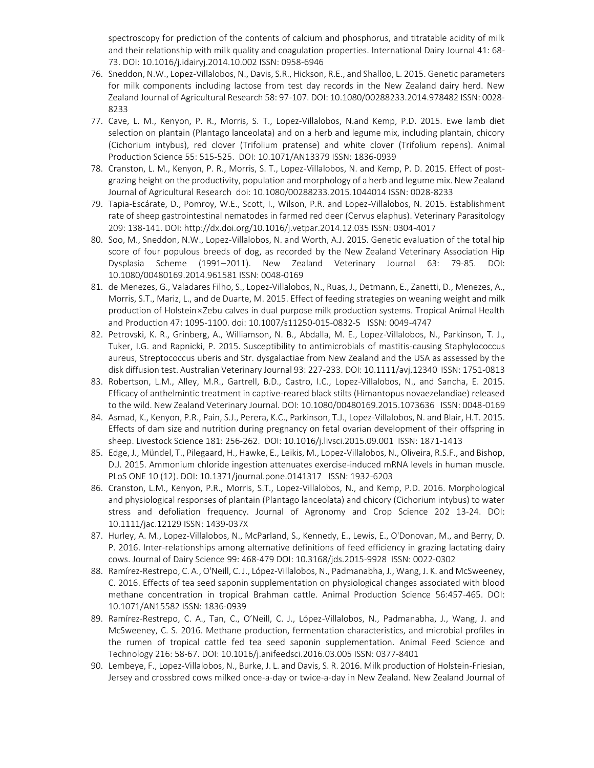spectroscopy for prediction of the contents of calcium and phosphorus, and titratable acidity of milk and their relationship with milk quality and coagulation properties. International Dairy Journal 41: 68-73. DOI: 10.1016/j.idairyj.2014.10.002 ISSN: 0958-6946

76. Sneddon, N.W., Lopez-Villalobos, N., Davis, S.R., Hickson, R.E., and Shalloo, L. 2015. Genetic parameters for milk components including lactose from test day records in the New Zealand dairy herd. New Zealand Journal of Agricultural Research 58: 97-107. DOI: 10.1080/00288233.2014.978482 ISSN: 0028-8233
77. Cave, L. M., Kenyon, P. R., Morris, S. T., Lopez-Villalobos, N.and Kemp, P.D. 2015. Ewe lamb diet selection on plantain (Plantago lanceolata) and on a herb and legume mix, including plantain, chicory (Cichorium intybus), red clover (Trifolium pratense) and white clover (Trifolium repens). Animal Production Science 55: 515-525. DOI: 10.1071/AN13379 ISSN: 1836-0939
78. Cranston, L. M., Kenyon, P. R., Morris, S. T., Lopez-Villalobos, N. and Kemp, P. D. 2015. Effect of post-grazing height on the productivity, population and morphology of a herb and legume mix. New Zealand Journal of Agricultural Research doi: 10.1080/00288233.2015.1044014 ISSN: 0028-8233
79. Tapia-Escárate, D., Pomroy, W.E., Scott, I., Wilson, P.R. and Lopez-Villalobos, N. 2015. Establishment rate of sheep gastrointestinal nematodes in farmed red deer (Cervus elaphus). Veterinary Parasitology 209: 138-141. DOI: http://dx.doi.org/10.1016/j.vetpar.2014.12.035 ISSN: 0304-4017
80. Soo, M., Sneddon, N.W., Lopez-Villalobos, N. and Worth, A.J. 2015. Genetic evaluation of the total hip score of four populous breeds of dog, as recorded by the New Zealand Veterinary Association Hip Dysplasia Scheme (1991–2011). New Zealand Veterinary Journal 63: 79-85. DOI: 10.1080/00480169.2014.961581 ISSN: 0048-0169
81. de Menezes, G., Valadares Filho, S., Lopez-Villalobos, N., Ruas, J., Detmann, E., Zanetti, D., Menezes, A., Morris, S.T., Mariz, L., and de Duarte, M. 2015. Effect of feeding strategies on weaning weight and milk production of Holstein×Zebu calves in dual purpose milk production systems. Tropical Animal Health and Production 47: 1095-1100. doi: 10.1007/s11250-015-0832-5 ISSN: 0049-4747
82. Petrovski, K. R., Grinberg, A., Williamson, N. B., Abdalla, M. E., Lopez-Villalobos, N., Parkinson, T. J., Tuker, I.G. and Rapnicki, P. 2015. Susceptibility to antimicrobials of mastitis-causing Staphylococcus aureus, Streptococcus uberis and Str. dysgalactiae from New Zealand and the USA as assessed by the disk diffusion test. Australian Veterinary Journal 93: 227-233. DOI: 10.1111/avj.12340 ISSN: 1751-0813
83. Robertson, L.M., Alley, M.R., Gartrell, B.D., Castro, I.C., Lopez-Villalobos, N., and Sancha, E. 2015. Efficacy of anthelmintic treatment in captive-reared black stilts (Himantopus novaezelandiae) released to the wild. New Zealand Veterinary Journal. DOI: 10.1080/00480169.2015.1073636 ISSN: 0048-0169
84. Asmad, K., Kenyon, P.R., Pain, S.J., Perera, K.C., Parkinson, T.J., Lopez-Villalobos, N. and Blair, H.T. 2015. Effects of dam size and nutrition during pregnancy on fetal ovarian development of their offspring in sheep. Livestock Science 181: 256-262. DOI: 10.1016/j.livsci.2015.09.001 ISSN: 1871-1413
85. Edge, J., Mündel, T., Pilegaard, H., Hawke, E., Leikis, M., Lopez-Villalobos, N., Oliveira, R.S.F., and Bishop, D.J. 2015. Ammonium chloride ingestion attenuates exercise-induced mRNA levels in human muscle. PLoS ONE 10 (12). DOI: 10.1371/journal.pone.0141317 ISSN: 1932-6203
86. Cranston, L.M., Kenyon, P.R., Morris, S.T., Lopez-Villalobos, N., and Kemp, P.D. 2016. Morphological and physiological responses of plantain (Plantago lanceolata) and chicory (Cichorium intybus) to water stress and defoliation frequency. Journal of Agronomy and Crop Science 202 13-24. DOI: 10.1111/jac.12129 ISSN: 1439-037X
87. Hurley, A. M., Lopez-Villalobos, N., McParland, S., Kennedy, E., Lewis, E., O'Donovan, M., and Berry, D. P. 2016. Inter-relationships among alternative definitions of feed efficiency in grazing lactating dairy cows. Journal of Dairy Science 99: 468-479 DOI: 10.3168/jds.2015-9928 ISSN: 0022-0302
88. Ramírez-Restrepo, C. A., O'Neill, C. J., López-Villalobos, N., Padmanabha, J., Wang, J. K. and McSweeney, C. 2016. Effects of tea seed saponin supplementation on physiological changes associated with blood methane concentration in tropical Brahman cattle. Animal Production Science 56:457-465. DOI: 10.1071/AN15582 ISSN: 1836-0939
89. Ramírez-Restrepo, C. A., Tan, C., O'Neill, C. J., López-Villalobos, N., Padmanabha, J., Wang, J. and McSweeney, C. S. 2016. Methane production, fermentation characteristics, and microbial profiles in the rumen of tropical cattle fed tea seed saponin supplementation. Animal Feed Science and Technology 216: 58-67. DOI: 10.1016/j.anifeedsci.2016.03.005 ISSN: 0377-8401
90. Lembeye, F., Lopez-Villalobos, N., Burke, J. L. and Davis, S. R. 2016. Milk production of Holstein-Friesian, Jersey and crossbred cows milked once-a-day or twice-a-day in New Zealand. New Zealand Journal of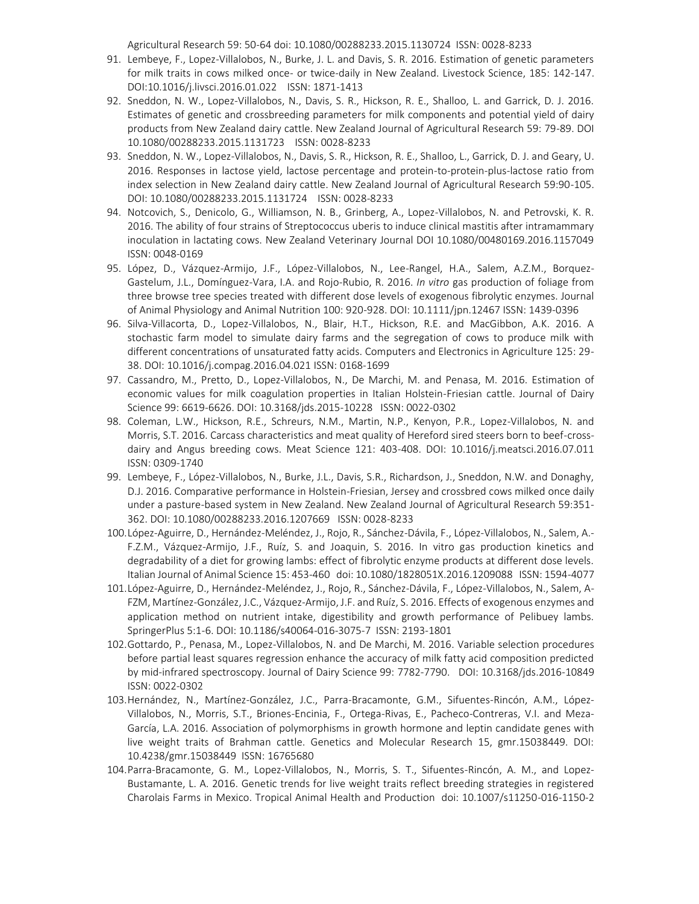Agricultural Research 59: 50-64 doi: 10.1080/00288233.2015.1130724 ISSN: 0028-8233

91. Lembeye, F., Lopez-Villalobos, N., Burke, J. L. and Davis, S. R. 2016. Estimation of genetic parameters for milk traits in cows milked once- or twice-daily in New Zealand. Livestock Science, 185: 142-147. DOI:10.1016/j.livsci.2016.01.022 ISSN: 1871-1413
92. Sneddon, N. W., Lopez-Villalobos, N., Davis, S. R., Hickson, R. E., Shalloo, L. and Garrick, D. J. 2016. Estimates of genetic and crossbreeding parameters for milk components and potential yield of dairy products from New Zealand dairy cattle. New Zealand Journal of Agricultural Research 59: 79-89. DOI 10.1080/00288233.2015.1131723 ISSN: 0028-8233
93. Sneddon, N. W., Lopez-Villalobos, N., Davis, S. R., Hickson, R. E., Shalloo, L., Garrick, D. J. and Geary, U. 2016. Responses in lactose yield, lactose percentage and protein-to-protein-plus-lactose ratio from index selection in New Zealand dairy cattle. New Zealand Journal of Agricultural Research 59:90-105. DOI: 10.1080/00288233.2015.1131724 ISSN: 0028-8233
94. Notcovich, S., Denicolo, G., Williamson, N. B., Grinberg, A., Lopez-Villalobos, N. and Petrovski, K. R. 2016. The ability of four strains of Streptococcus uberis to induce clinical mastitis after intramammary inoculation in lactating cows. New Zealand Veterinary Journal DOI 10.1080/00480169.2016.1157049 ISSN: 0048-0169
95. López, D., Vázquez-Armijo, J.F., López-Villalobos, N., Lee-Rangel, H.A., Salem, A.Z.M., Borquez-Gastelum, J.L., Domínguez-Vara, I.A. and Rojo-Rubio, R. 2016. *In vitro* gas production of foliage from three browse tree species treated with different dose levels of exogenous fibrolytic enzymes. Journal of Animal Physiology and Animal Nutrition 100: 920-928. DOI: 10.1111/jpn.12467 ISSN: 1439-0396
96. Silva-Villacorta, D., Lopez-Villalobos, N., Blair, H.T., Hickson, R.E. and MacGibbon, A.K. 2016. A stochastic farm model to simulate dairy farms and the segregation of cows to produce milk with different concentrations of unsaturated fatty acids. Computers and Electronics in Agriculture 125: 29-38. DOI: 10.1016/j.compag.2016.04.021 ISSN: 0168-1699
97. Cassandro, M., Pretto, D., Lopez-Villalobos, N., De Marchi, M. and Penasa, M. 2016. Estimation of economic values for milk coagulation properties in Italian Holstein-Friesian cattle. Journal of Dairy Science 99: 6619-6626. DOI: 10.3168/jds.2015-10228 ISSN: 0022-0302
98. Coleman, L.W., Hickson, R.E., Schreurs, N.M., Martin, N.P., Kenyon, P.R., Lopez-Villalobos, N. and Morris, S.T. 2016. Carcass characteristics and meat quality of Hereford sired steers born to beef-cross-dairy and Angus breeding cows. Meat Science 121: 403-408. DOI: 10.1016/j.meatsci.2016.07.011 ISSN: 0309-1740
99. Lembeye, F., López-Villalobos, N., Burke, J.L., Davis, S.R., Richardson, J., Sneddon, N.W. and Donaghy, D.J. 2016. Comparative performance in Holstein-Friesian, Jersey and crossbred cows milked once daily under a pasture-based system in New Zealand. New Zealand Journal of Agricultural Research 59:351-362. DOI: 10.1080/00288233.2016.1207669 ISSN: 0028-8233
100. López-Aguirre, D., Hernández-Meléndez, J., Rojo, R., Sánchez-Dávila, F., López-Villalobos, N., Salem, A.-F.Z.M., Vázquez-Armijo, J.F., Ruíz, S. and Joaquin, S. 2016. In vitro gas production kinetics and degradability of a diet for growing lambs: effect of fibrolytic enzyme products at different dose levels. Italian Journal of Animal Science 15: 453-460 doi: 10.1080/1828051X.2016.1209088 ISSN: 1594-4077
101. López-Aguirre, D., Hernández-Meléndez, J., Rojo, R., Sánchez-Dávila, F., López-Villalobos, N., Salem, A-FZM, Martínez-González, J.C., Vázquez-Armijo, J.F. and Ruíz, S. 2016. Effects of exogenous enzymes and application method on nutrient intake, digestibility and growth performance of Pelibuey lambs. SpringerPlus 5:1-6. DOI: 10.1186/s40064-016-3075-7 ISSN: 2193-1801
102. Gottardo, P., Penasa, M., Lopez-Villalobos, N. and De Marchi, M. 2016. Variable selection procedures before partial least squares regression enhance the accuracy of milk fatty acid composition predicted by mid-infrared spectroscopy. Journal of Dairy Science 99: 7782-7790. DOI: 10.3168/jds.2016-10849 ISSN: 0022-0302
103. Hernández, N., Martínez-González, J.C., Parra-Bracamonte, G.M., Sifuentes-Rincón, A.M., López-Villalobos, N., Morris, S.T., Briones-Encinia, F., Ortega-Rivas, E., Pacheco-Contreras, V.I. and Meza-García, L.A. 2016. Association of polymorphisms in growth hormone and leptin candidate genes with live weight traits of Brahman cattle. Genetics and Molecular Research 15, gmr.15038449. DOI: 10.4238/gmr.15038449 ISSN: 16765680
104. Parra-Bracamonte, G. M., Lopez-Villalobos, N., Morris, S. T., Sifuentes-Rincón, A. M., and Lopez-Bustamante, L. A. 2016. Genetic trends for live weight traits reflect breeding strategies in registered Charolais Farms in Mexico. Tropical Animal Health and Production doi: 10.1007/s11250-016-1150-2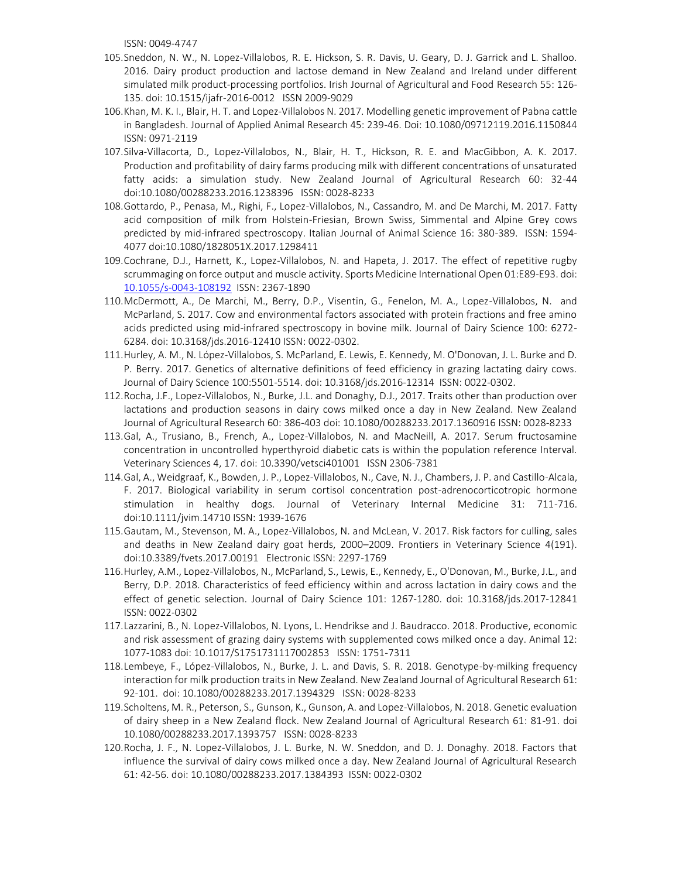ISSN: 0049-4747

105. Sneddon, N. W., N. Lopez-Villalobos, R. E. Hickson, S. R. Davis, U. Geary, D. J. Garrick and L. Shalloo. 2016. Dairy product production and lactose demand in New Zealand and Ireland under different simulated milk product-processing portfolios. Irish Journal of Agricultural and Food Research 55: 126-135. doi: 10.1515/ijafr-2016-0012 ISSN 2009-9029
106. Khan, M. K. I., Blair, H. T. and Lopez-Villalobos N. 2017. Modelling genetic improvement of Pabna cattle in Bangladesh. Journal of Applied Animal Research 45: 239-46. Doi: 10.1080/09712119.2016.1150844 ISSN: 0971-2119
107. Silva-Villacorta, D., Lopez-Villalobos, N., Blair, H. T., Hickson, R. E. and MacGibbon, A. K. 2017. Production and profitability of dairy farms producing milk with different concentrations of unsaturated fatty acids: a simulation study. New Zealand Journal of Agricultural Research 60: 32-44 doi:10.1080/00288233.2016.1238396 ISSN: 0028-8233
108. Gottardo, P., Penasa, M., Righi, F., Lopez-Villalobos, N., Cassandro, M. and De Marchi, M. 2017. Fatty acid composition of milk from Holstein-Friesian, Brown Swiss, Simmental and Alpine Grey cows predicted by mid-infrared spectroscopy. Italian Journal of Animal Science 16: 380-389. ISSN: 1594-4077 doi:10.1080/1828051X.2017.1298411
109. Cochrane, D.J., Harnett, K., Lopez-Villalobos, N. and Hapeta, J. 2017. The effect of repetitive rugby scrummaging on force output and muscle activity. Sports Medicine International Open 01:E89-E93. doi: 10.1055/s-0043-108192 ISSN: 2367-1890
110. McDermott, A., De Marchi, M., Berry, D.P., Visentin, G., Fenelon, M. A., Lopez-Villalobos, N. and McParland, S. 2017. Cow and environmental factors associated with protein fractions and free amino acids predicted using mid-infrared spectroscopy in bovine milk. Journal of Dairy Science 100: 6272-6284. doi: 10.3168/jds.2016-12410 ISSN: 0022-0302.
111. Hurley, A. M., N. López-Villalobos, S. McParland, E. Lewis, E. Kennedy, M. O'Donovan, J. L. Burke and D. P. Berry. 2017. Genetics of alternative definitions of feed efficiency in grazing lactating dairy cows. Journal of Dairy Science 100:5501-5514. doi: 10.3168/jds.2016-12314 ISSN: 0022-0302.
112. Rocha, J.F., Lopez-Villalobos, N., Burke, J.L. and Donaghy, D.J., 2017. Traits other than production over lactations and production seasons in dairy cows milked once a day in New Zealand. New Zealand Journal of Agricultural Research 60: 386-403 doi: 10.1080/00288233.2017.1360916 ISSN: 0028-8233
113. Gal, A., Trusiano, B., French, A., Lopez-Villalobos, N. and MacNeill, A. 2017. Serum fructosamine concentration in uncontrolled hyperthyroid diabetic cats is within the population reference Interval. Veterinary Sciences 4, 17. doi: 10.3390/vetsci401001 ISSN 2306-7381
114. Gal, A., Weidgraaf, K., Bowden, J. P., Lopez-Villalobos, N., Cave, N. J., Chambers, J. P. and Castillo-Alcala, F. 2017. Biological variability in serum cortisol concentration post-adrenocorticotropic hormone stimulation in healthy dogs. Journal of Veterinary Internal Medicine 31: 711-716. doi:10.1111/jvim.14710 ISSN: 1939-1676
115. Gautam, M., Stevenson, M. A., Lopez-Villalobos, N. and McLean, V. 2017. Risk factors for culling, sales and deaths in New Zealand dairy goat herds, 2000–2009. Frontiers in Veterinary Science 4(191). doi:10.3389/fvets.2017.00191 Electronic ISSN: 2297-1769
116. Hurley, A.M., Lopez-Villalobos, N., McParland, S., Lewis, E., Kennedy, E., O'Donovan, M., Burke, J.L., and Berry, D.P. 2018. Characteristics of feed efficiency within and across lactation in dairy cows and the effect of genetic selection. Journal of Dairy Science 101: 1267-1280. doi: 10.3168/jds.2017-12841 ISSN: 0022-0302
117. Lazzarini, B., N. Lopez-Villalobos, N. Lyons, L. Hendrikse and J. Baudracco. 2018. Productive, economic and risk assessment of grazing dairy systems with supplemented cows milked once a day. Animal 12: 1077-1083 doi: 10.1017/S1751731117002853 ISSN: 1751-7311
118. Lembeye, F., López-Villalobos, N., Burke, J. L. and Davis, S. R. 2018. Genotype-by-milking frequency interaction for milk production traits in New Zealand. New Zealand Journal of Agricultural Research 61: 92-101. doi: 10.1080/00288233.2017.1394329 ISSN: 0028-8233
119. Scholtens, M. R., Peterson, S., Gunson, K., Gunson, A. and Lopez-Villalobos, N. 2018. Genetic evaluation of dairy sheep in a New Zealand flock. New Zealand Journal of Agricultural Research 61: 81-91. doi 10.1080/00288233.2017.1393757 ISSN: 0028-8233
120. Rocha, J. F., N. Lopez-Villalobos, J. L. Burke, N. W. Sneddon, and D. J. Donaghy. 2018. Factors that influence the survival of dairy cows milked once a day. New Zealand Journal of Agricultural Research 61: 42-56. doi: 10.1080/00288233.2017.1384393 ISSN: 0022-0302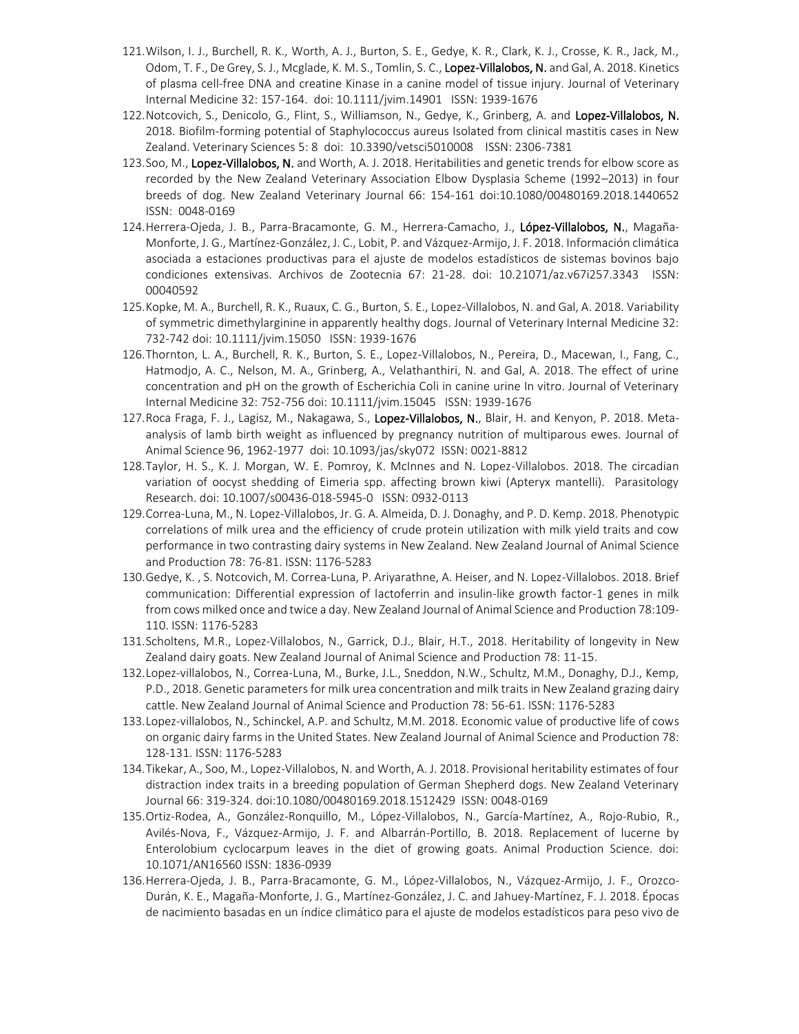121. Wilson, I. J., Burchell, R. K., Worth, A. J., Burton, S. E., Gedye, K. R., Clark, K. J., Crosse, K. R., Jack, M., Odom, T. F., De Grey, S. J., Mcglade, K. M. S., Tomlin, S. C., **Lopez-Villalobos, N.** and Gal, A. 2018. Kinetics of plasma cell-free DNA and creatine Kinase in a canine model of tissue injury. Journal of Veterinary Internal Medicine 32: 157-164. doi: 10.1111/jvim.14901 ISSN: 1939-1676
122. Notcovich, S., Denicolo, G., Flint, S., Williamson, N., Gedye, K., Grinberg, A. and **Lopez-Villalobos, N.** 2018. Biofilm-forming potential of Staphylococcus aureus Isolated from clinical mastitis cases in New Zealand. Veterinary Sciences 5: 8 doi: 10.3390/vetsci5010008 ISSN: 2306-7381
123. Soo, M., **Lopez-Villalobos, N.** and Worth, A. J. 2018. Heritabilities and genetic trends for elbow score as recorded by the New Zealand Veterinary Association Elbow Dysplasia Scheme (1992–2013) in four breeds of dog. New Zealand Veterinary Journal 66: 154-161 doi:10.1080/00480169.2018.1440652 ISSN: 0048-0169
124. Herrera-Ojeda, J. B., Parra-Bracamonte, G. M., Herrera-Camacho, J., **López-Villalobos, N.**, Magaña-Monforte, J. G., Martínez-González, J. C., Lobit, P. and Vázquez-Armijo, J. F. 2018. Información climática asociada a estaciones productivas para el ajuste de modelos estadísticos de sistemas bovinos bajo condiciones extensivas. Archivos de Zootecnia 67: 21-28. doi: 10.21071/az.v67i257.3343 ISSN: 00040592
125. Kopke, M. A., Burchell, R. K., Ruaux, C. G., Burton, S. E., Lopez-Villalobos, N. and Gal, A. 2018. Variability of symmetric dimethylarginine in apparently healthy dogs. Journal of Veterinary Internal Medicine 32: 732-742 doi: 10.1111/jvim.15050 ISSN: 1939-1676
126. Thornton, L. A., Burchell, R. K., Burton, S. E., Lopez-Villalobos, N., Pereira, D., Macewan, I., Fang, C., Hatmodjo, A. C., Nelson, M. A., Grinberg, A., Velathanthiri, N. and Gal, A. 2018. The effect of urine concentration and pH on the growth of Escherichia Coli in canine urine In vitro. Journal of Veterinary Internal Medicine 32: 752-756 doi: 10.1111/jvim.15045 ISSN: 1939-1676
127. Roca Fraga, F. J., Lagisz, M., Nakagawa, S., **Lopez-Villalobos, N.**, Blair, H. and Kenyon, P. 2018. Meta-analysis of lamb birth weight as influenced by pregnancy nutrition of multiparous ewes. Journal of Animal Science 96, 1962-1977 doi: 10.1093/jas/sky072 ISSN: 0021-8812
128. Taylor, H. S., K. J. Morgan, W. E. Pomroy, K. McInnes and N. Lopez-Villalobos. 2018. The circadian variation of oocyst shedding of Eimeria spp. affecting brown kiwi (Apteryx mantelli). Parasitology Research. doi: 10.1007/s00436-018-5945-0 ISSN: 0932-0113
129. Correa-Luna, M., N. Lopez-Villalobos, Jr. G. A. Almeida, D. J. Donaghy, and P. D. Kemp. 2018. Phenotypic correlations of milk urea and the efficiency of crude protein utilization with milk yield traits and cow performance in two contrasting dairy systems in New Zealand. New Zealand Journal of Animal Science and Production 78: 76-81. ISSN: 1176-5283
130. Gedye, K. , S. Notcovich, M. Correa-Luna, P. Ariyarathne, A. Heiser, and N. Lopez-Villalobos. 2018. Brief communication: Differential expression of lactoferrin and insulin-like growth factor-1 genes in milk from cows milked once and twice a day. New Zealand Journal of Animal Science and Production 78:109-110. ISSN: 1176-5283
131. Scholtens, M.R., Lopez-Villalobos, N., Garrick, D.J., Blair, H.T., 2018. Heritability of longevity in New Zealand dairy goats. New Zealand Journal of Animal Science and Production 78: 11-15.
132. Lopez-villalobos, N., Correa-Luna, M., Burke, J.L., Sneddon, N.W., Schultz, M.M., Donaghy, D.J., Kemp, P.D., 2018. Genetic parameters for milk urea concentration and milk traits in New Zealand grazing dairy cattle. New Zealand Journal of Animal Science and Production 78: 56-61. ISSN: 1176-5283
133. Lopez-villalobos, N., Schinckel, A.P. and Schultz, M.M. 2018. Economic value of productive life of cows on organic dairy farms in the United States. New Zealand Journal of Animal Science and Production 78: 128-131. ISSN: 1176-5283
134. Tikekar, A., Soo, M., Lopez-Villalobos, N. and Worth, A. J. 2018. Provisional heritability estimates of four distraction index traits in a breeding population of German Shepherd dogs. New Zealand Veterinary Journal 66: 319-324. doi:10.1080/00480169.2018.1512429 ISSN: 0048-0169
135. Ortiz-Rodea, A., González-Ronquillo, M., López-Villalobos, N., García-Martínez, A., Rojo-Rubio, R., Avilés-Nova, F., Vázquez-Armijo, J. F. and Albarrán-Portillo, B. 2018. Replacement of lucerne by Enterolobium cyclocarpum leaves in the diet of growing goats. Animal Production Science. doi: 10.1071/AN16560 ISSN: 1836-0939
136. Herrera-Ojeda, J. B., Parra-Bracamonte, G. M., López-Villalobos, N., Vázquez-Armijo, J. F., Orozco-Durán, K. E., Magaña-Monforte, J. G., Martínez-González, J. C. and Jahuey-Martínez, F. J. 2018. Épocas de nacimiento basadas en un índice climático para el ajuste de modelos estadísticos para peso vivo de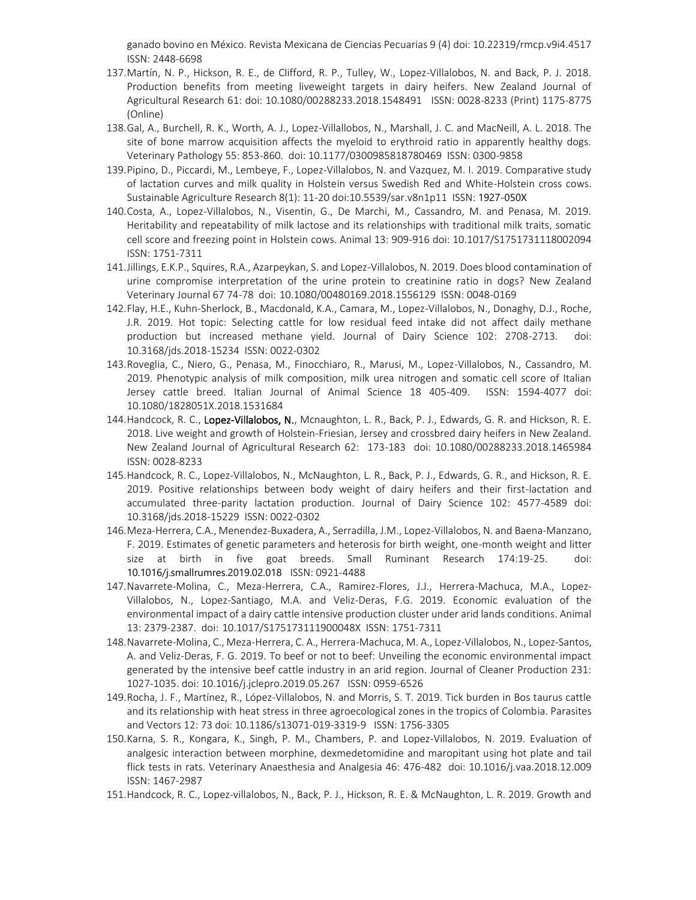ganado bovino en México. Revista Mexicana de Ciencias Pecuarias 9 (4) doi: 10.22319/rmcp.v9i4.4517 ISSN: 2448-6698

137. Martín, N. P., Hickson, R. E., de Clifford, R. P., Tulley, W., Lopez-Villalobos, N. and Back, P. J. 2018. Production benefits from meeting liveweight targets in dairy heifers. New Zealand Journal of Agricultural Research 61: doi: 10.1080/00288233.2018.1548491 ISSN: 0028-8233 (Print) 1175-8775 (Online)
138. Gal, A., Burchell, R. K., Worth, A. J., Lopez-Villallobos, N., Marshall, J. C. and MacNeill, A. L. 2018. The site of bone marrow acquisition affects the myeloid to erythroid ratio in apparently healthy dogs. Veterinary Pathology 55: 853-860. doi: 10.1177/0300985818780469 ISSN: 0300-9858
139. Pipino, D., Piccardi, M., Lembeye, F., Lopez-Villalobos, N. and Vazquez, M. I. 2019. Comparative study of lactation curves and milk quality in Holstein versus Swedish Red and White-Holstein cross cows. Sustainable Agriculture Research 8(1): 11-20 doi:10.5539/sar.v8n1p11 ISSN: 1927-050X
140. Costa, A., Lopez-Villalobos, N., Visentin, G., De Marchi, M., Cassandro, M. and Penasa, M. 2019. Heritability and repeatability of milk lactose and its relationships with traditional milk traits, somatic cell score and freezing point in Holstein cows. Animal 13: 909-916 doi: 10.1017/S1751731118002094 ISSN: 1751-7311
141. Jillings, E.K.P., Squires, R.A., Azarpeykan, S. and Lopez-Villalobos, N. 2019. Does blood contamination of urine compromise interpretation of the urine protein to creatinine ratio in dogs? New Zealand Veterinary Journal 67 74-78 doi: 10.1080/00480169.2018.1556129 ISSN: 0048-0169
142. Flay, H.E., Kuhn-Sherlock, B., Macdonald, K.A., Camara, M., Lopez-Villalobos, N., Donaghy, D.J., Roche, J.R. 2019. Hot topic: Selecting cattle for low residual feed intake did not affect daily methane production but increased methane yield. Journal of Dairy Science 102: 2708-2713. doi: 10.3168/jds.2018-15234 ISSN: 0022-0302
143. Roveglia, C., Niero, G., Penasa, M., Finocchiaro, R., Marusi, M., Lopez-Villalobos, N., Cassandro, M. 2019. Phenotypic analysis of milk composition, milk urea nitrogen and somatic cell score of Italian Jersey cattle breed. Italian Journal of Animal Science 18 405-409. ISSN: 1594-4077 doi: 10.1080/1828051X.2018.1531684
144. Handcock, R. C., Lopez-Villalobos, N., Mcnaughton, L. R., Back, P. J., Edwards, G. R. and Hickson, R. E. 2018. Live weight and growth of Holstein-Friesian, Jersey and crossbred dairy heifers in New Zealand. New Zealand Journal of Agricultural Research 62: 173-183 doi: 10.1080/00288233.2018.1465984 ISSN: 0028-8233
145. Handcock, R. C., Lopez-Villalobos, N., McNaughton, L. R., Back, P. J., Edwards, G. R., and Hickson, R. E. 2019. Positive relationships between body weight of dairy heifers and their first-lactation and accumulated three-parity lactation production. Journal of Dairy Science 102: 4577-4589 doi: 10.3168/jds.2018-15229 ISSN: 0022-0302
146. Meza-Herrera, C.A., Menendez-Buxadera, A., Serradilla, J.M., Lopez-Villalobos, N. and Baena-Manzano, F. 2019. Estimates of genetic parameters and heterosis for birth weight, one-month weight and litter size at birth in five goat breeds. Small Ruminant Research 174:19-25. doi: 10.1016/j.smallrumres.2019.02.018 ISSN: 0921-4488
147. Navarrete-Molina, C., Meza-Herrera, C.A., Ramirez-Flores, J.J., Herrera-Machuca, M.A., Lopez-Villalobos, N., Lopez-Santiago, M.A. and Veliz-Deras, F.G. 2019. Economic evaluation of the environmental impact of a dairy cattle intensive production cluster under arid lands conditions. Animal 13: 2379-2387. doi: 10.1017/S175173111900048X ISSN: 1751-7311
148. Navarrete-Molina, C., Meza-Herrera, C. A., Herrera-Machuca, M. A., Lopez-Villalobos, N., Lopez-Santos, A. and Veliz-Deras, F. G. 2019. To beef or not to beef: Unveiling the economic environmental impact generated by the intensive beef cattle industry in an arid region. Journal of Cleaner Production 231: 1027-1035. doi: 10.1016/j.jclepro.2019.05.267 ISSN: 0959-6526
149. Rocha, J. F., Martínez, R., López-Villalobos, N. and Morris, S. T. 2019. Tick burden in Bos taurus cattle and its relationship with heat stress in three agroecological zones in the tropics of Colombia. Parasites and Vectors 12: 73 doi: 10.1186/s13071-019-3319-9 ISSN: 1756-3305
150. Karna, S. R., Kongara, K., Singh, P. M., Chambers, P. and Lopez-Villalobos, N. 2019. Evaluation of analgesic interaction between morphine, dexmedetomidine and maropitant using hot plate and tail flick tests in rats. Veterinary Anaesthesia and Analgesia 46: 476-482 doi: 10.1016/j.vaa.2018.12.009 ISSN: 1467-2987
151. Handcock, R. C., Lopez-villalobos, N., Back, P. J., Hickson, R. E. & McNaughton, L. R. 2019. Growth and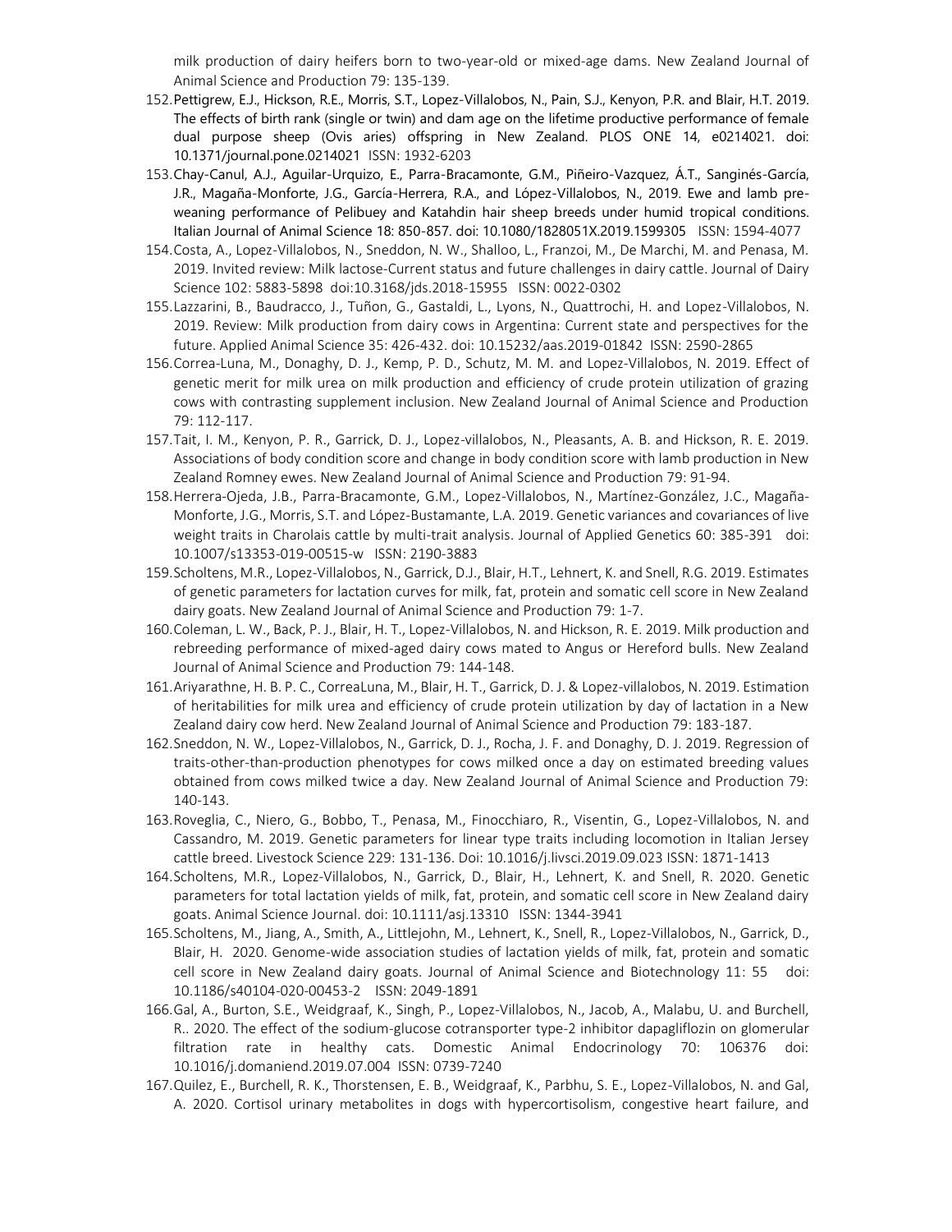milk production of dairy heifers born to two-year-old or mixed-age dams. New Zealand Journal of Animal Science and Production 79: 135-139.

152. Pettigrew, E.J., Hickson, R.E., Morris, S.T., Lopez-Villalobos, N., Pain, S.J., Kenyon, P.R. and Blair, H.T. 2019. The effects of birth rank (single or twin) and dam age on the lifetime productive performance of female dual purpose sheep (Ovis aries) offspring in New Zealand. PLOS ONE 14, e0214021. doi: 10.1371/journal.pone.0214021 ISSN: 1932-6203
153. Chay-Canul, A.J., Aguilar-Urquizo, E., Parra-Bracamonte, G.M., Piñeiro-Vazquez, Á.T., Sanginés-García, J.R., Magaña-Monforte, J.G., García-Herrera, R.A., and López-Villalobos, N., 2019. Ewe and lamb pre-weaning performance of Pelibuey and Katahdin hair sheep breeds under humid tropical conditions. Italian Journal of Animal Science 18: 850-857. doi: 10.1080/1828051X.2019.1599305 ISSN: 1594-4077
154. Costa, A., Lopez-Villalobos, N., Sneddon, N. W., Shalloo, L., Franzoi, M., De Marchi, M. and Penasa, M. 2019. Invited review: Milk lactose-Current status and future challenges in dairy cattle. Journal of Dairy Science 102: 5883-5898 doi:10.3168/jds.2018-15955 ISSN: 0022-0302
155. Lazzarini, B., Baudracco, J., Tuñon, G., Gastaldi, L., Lyons, N., Quattrochi, H. and Lopez-Villalobos, N. 2019. Review: Milk production from dairy cows in Argentina: Current state and perspectives for the future. Applied Animal Science 35: 426-432. doi: 10.15232/aas.2019-01842 ISSN: 2590-2865
156. Correa-Luna, M., Donaghy, D. J., Kemp, P. D., Schutz, M. M. and Lopez-Villalobos, N. 2019. Effect of genetic merit for milk urea on milk production and efficiency of crude protein utilization of grazing cows with contrasting supplement inclusion. New Zealand Journal of Animal Science and Production 79: 112-117.
157. Tait, I. M., Kenyon, P. R., Garrick, D. J., Lopez-villalobos, N., Pleasants, A. B. and Hickson, R. E. 2019. Associations of body condition score and change in body condition score with lamb production in New Zealand Romney ewes. New Zealand Journal of Animal Science and Production 79: 91-94.
158. Herrera-Ojeda, J.B., Parra-Bracamonte, G.M., Lopez-Villalobos, N., Martínez-González, J.C., Magaña-Monforte, J.G., Morris, S.T. and López-Bustamante, L.A. 2019. Genetic variances and covariances of live weight traits in Charolais cattle by multi-trait analysis. Journal of Applied Genetics 60: 385-391 doi: 10.1007/s13353-019-00515-w ISSN: 2190-3883
159. Scholtens, M.R., Lopez-Villalobos, N., Garrick, D.J., Blair, H.T., Lehnert, K. and Snell, R.G. 2019. Estimates of genetic parameters for lactation curves for milk, fat, protein and somatic cell score in New Zealand dairy goats. New Zealand Journal of Animal Science and Production 79: 1-7.
160. Coleman, L. W., Back, P. J., Blair, H. T., Lopez-Villalobos, N. and Hickson, R. E. 2019. Milk production and rebreeding performance of mixed-aged dairy cows mated to Angus or Hereford bulls. New Zealand Journal of Animal Science and Production 79: 144-148.
161. Ariyarathne, H. B. P. C., CorreaLuna, M., Blair, H. T., Garrick, D. J. & Lopez-villalobos, N. 2019. Estimation of heritabilities for milk urea and efficiency of crude protein utilization by day of lactation in a New Zealand dairy cow herd. New Zealand Journal of Animal Science and Production 79: 183-187.
162. Sneddon, N. W., Lopez-Villalobos, N., Garrick, D. J., Rocha, J. F. and Donaghy, D. J. 2019. Regression of traits-other-than-production phenotypes for cows milked once a day on estimated breeding values obtained from cows milked twice a day. New Zealand Journal of Animal Science and Production 79: 140-143.
163. Roveglia, C., Niero, G., Bobbo, T., Penasa, M., Finocchiaro, R., Visentin, G., Lopez-Villalobos, N. and Cassandro, M. 2019. Genetic parameters for linear type traits including locomotion in Italian Jersey cattle breed. Livestock Science 229: 131-136. Doi: 10.1016/j.livsci.2019.09.023 ISSN: 1871-1413
164. Scholtens, M.R., Lopez-Villalobos, N., Garrick, D., Blair, H., Lehnert, K. and Snell, R. 2020. Genetic parameters for total lactation yields of milk, fat, protein, and somatic cell score in New Zealand dairy goats. Animal Science Journal. doi: 10.1111/asj.13310 ISSN: 1344-3941
165. Scholtens, M., Jiang, A., Smith, A., Littlejohn, M., Lehnert, K., Snell, R., Lopez-Villalobos, N., Garrick, D., Blair, H. 2020. Genome-wide association studies of lactation yields of milk, fat, protein and somatic cell score in New Zealand dairy goats. Journal of Animal Science and Biotechnology 11: 55 doi: 10.1186/s40104-020-00453-2 ISSN: 2049-1891
166. Gal, A., Burton, S.E., Weidgraaf, K., Singh, P., Lopez-Villalobos, N., Jacob, A., Malabu, U. and Burchell, R.. 2020. The effect of the sodium-glucose cotransporter type-2 inhibitor dapagliflozin on glomerular filtration rate in healthy cats. Domestic Animal Endocrinology 70: 106376 doi: 10.1016/j.domaniend.2019.07.004 ISSN: 0739-7240
167. Quilez, E., Burchell, R. K., Thorstensen, E. B., Weidgraaf, K., Parbhu, S. E., Lopez-Villalobos, N. and Gal, A. 2020. Cortisol urinary metabolites in dogs with hypercortisolism, congestive heart failure, and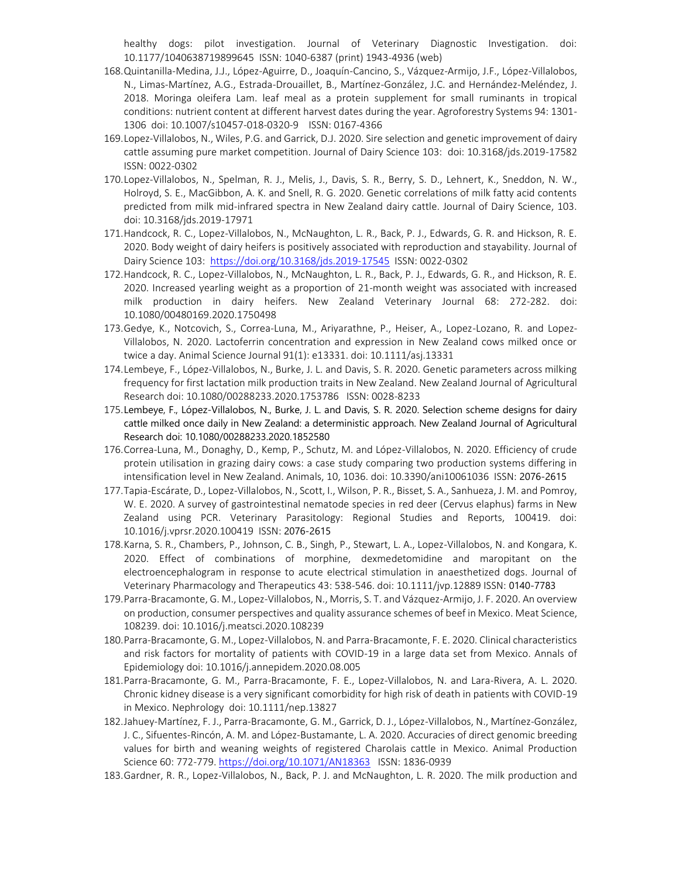healthy dogs: pilot investigation. Journal of Veterinary Diagnostic Investigation. doi: 10.1177/1040638719899645 ISSN: 1040-6387 (print) 1943-4936 (web)

168. Quintanilla-Medina, J.J., López-Aguirre, D., Joaquín-Cancino, S., Vázquez-Armijo, J.F., López-Villalobos, N., Limas-Martínez, A.G., Estrada-Drouaillet, B., Martínez-González, J.C. and Hernández-Meléndez, J. 2018. Moringa oleifera Lam. leaf meal as a protein supplement for small ruminants in tropical conditions: nutrient content at different harvest dates during the year. Agroforestry Systems 94: 1301-1306 doi: 10.1007/s10457-018-0320-9 ISSN: 0167-4366
169. Lopez-Villalobos, N., Wiles, P.G. and Garrick, D.J. 2020. Sire selection and genetic improvement of dairy cattle assuming pure market competition. Journal of Dairy Science 103: doi: 10.3168/jds.2019-17582 ISSN: 0022-0302
170. Lopez-Villalobos, N., Spelman, R. J., Melis, J., Davis, S. R., Berry, S. D., Lehnert, K., Sneddon, N. W., Holroyd, S. E., MacGibbon, A. K. and Snell, R. G. 2020. Genetic correlations of milk fatty acid contents predicted from milk mid-infrared spectra in New Zealand dairy cattle. Journal of Dairy Science, 103. doi: 10.3168/jds.2019-17971
171. Handcock, R. C., Lopez-Villalobos, N., McNaughton, L. R., Back, P. J., Edwards, G. R. and Hickson, R. E. 2020. Body weight of dairy heifers is positively associated with reproduction and stayability. Journal of Dairy Science 103: https://doi.org/10.3168/jds.2019-17545 ISSN: 0022-0302
172. Handcock, R. C., Lopez-Villalobos, N., McNaughton, L. R., Back, P. J., Edwards, G. R., and Hickson, R. E. 2020. Increased yearling weight as a proportion of 21-month weight was associated with increased milk production in dairy heifers. New Zealand Veterinary Journal 68: 272-282. doi: 10.1080/00480169.2020.1750498
173. Gedye, K., Notcovich, S., Correa-Luna, M., Ariyarathne, P., Heiser, A., Lopez-Lozano, R. and Lopez-Villalobos, N. 2020. Lactoferrin concentration and expression in New Zealand cows milked once or twice a day. Animal Science Journal 91(1): e13331. doi: 10.1111/asj.13331
174. Lembeye, F., López-Villalobos, N., Burke, J. L. and Davis, S. R. 2020. Genetic parameters across milking frequency for first lactation milk production traits in New Zealand. New Zealand Journal of Agricultural Research doi: 10.1080/00288233.2020.1753786 ISSN: 0028-8233
175. Lembeye, F., López-Villalobos, N., Burke, J. L. and Davis, S. R. 2020. Selection scheme designs for dairy cattle milked once daily in New Zealand: a deterministic approach. New Zealand Journal of Agricultural Research doi: 10.1080/00288233.2020.1852580
176. Correa-Luna, M., Donaghy, D., Kemp, P., Schutz, M. and López-Villalobos, N. 2020. Efficiency of crude protein utilisation in grazing dairy cows: a case study comparing two production systems differing in intensification level in New Zealand. Animals, 10, 1036. doi: 10.3390/ani10061036 ISSN: 2076-2615
177. Tapia-Escárate, D., Lopez-Villalobos, N., Scott, I., Wilson, P. R., Bisset, S. A., Sanhueza, J. M. and Pomroy, W. E. 2020. A survey of gastrointestinal nematode species in red deer (Cervus elaphus) farms in New Zealand using PCR. Veterinary Parasitology: Regional Studies and Reports, 100419. doi: 10.1016/j.vprsr.2020.100419 ISSN: 2076-2615
178. Karna, S. R., Chambers, P., Johnson, C. B., Singh, P., Stewart, L. A., Lopez-Villalobos, N. and Kongara, K. 2020. Effect of combinations of morphine, dexmedetomidine and maropitant on the electroencephalogram in response to acute electrical stimulation in anaesthetized dogs. Journal of Veterinary Pharmacology and Therapeutics 43: 538-546. doi: 10.1111/jvp.12889 ISSN: 0140-7783
179. Parra-Bracamonte, G. M., Lopez-Villalobos, N., Morris, S. T. and Vázquez-Armijo, J. F. 2020. An overview on production, consumer perspectives and quality assurance schemes of beef in Mexico. Meat Science, 108239. doi: 10.1016/j.meatsci.2020.108239
180. Parra-Bracamonte, G. M., Lopez-Villalobos, N. and Parra-Bracamonte, F. E. 2020. Clinical characteristics and risk factors for mortality of patients with COVID-19 in a large data set from Mexico. Annals of Epidemiology doi: 10.1016/j.annepidem.2020.08.005
181. Parra-Bracamonte, G. M., Parra-Bracamonte, F. E., Lopez-Villalobos, N. and Lara-Rivera, A. L. 2020. Chronic kidney disease is a very significant comorbidity for high risk of death in patients with COVID-19 in Mexico. Nephrology doi: 10.1111/nep.13827
182. Jahuey-Martínez, F. J., Parra-Bracamonte, G. M., Garrick, D. J., López-Villalobos, N., Martínez-González, J. C., Sifuentes-Rincón, A. M. and López-Bustamante, L. A. 2020. Accuracies of direct genomic breeding values for birth and weaning weights of registered Charolais cattle in Mexico. Animal Production Science 60: 772-779. https://doi.org/10.1071/AN18363 ISSN: 1836-0939
183. Gardner, R. R., Lopez-Villalobos, N., Back, P. J. and McNaughton, L. R. 2020. The milk production and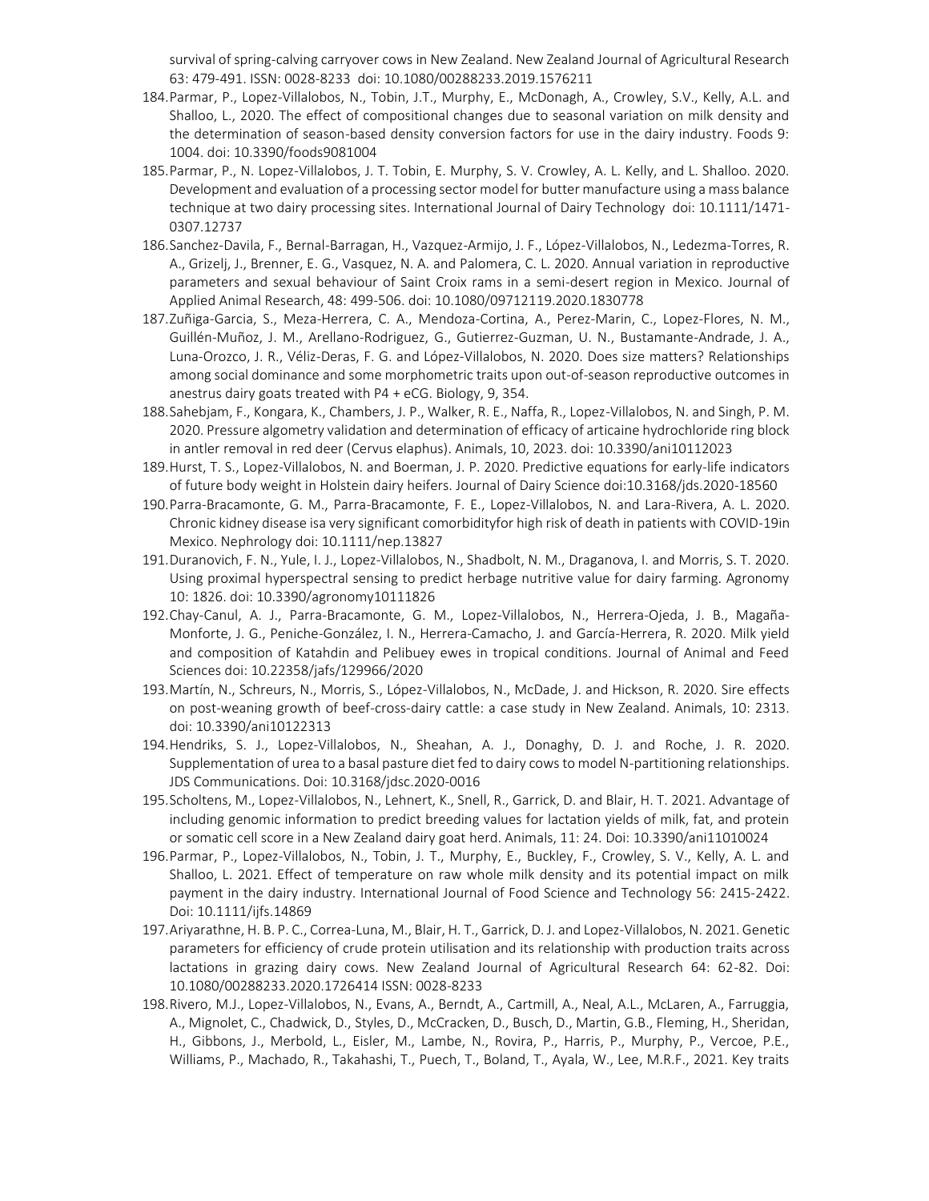survival of spring-calving carryover cows in New Zealand. New Zealand Journal of Agricultural Research 63: 479-491. ISSN: 0028-8233 doi: 10.1080/00288233.2019.1576211

184. Parmar, P., Lopez-Villalobos, N., Tobin, J.T., Murphy, E., McDonagh, A., Crowley, S.V., Kelly, A.L. and Shalloo, L., 2020. The effect of compositional changes due to seasonal variation on milk density and the determination of season-based density conversion factors for use in the dairy industry. Foods 9: 1004. doi: 10.3390/foods9081004
185. Parmar, P., N. Lopez-Villalobos, J. T. Tobin, E. Murphy, S. V. Crowley, A. L. Kelly, and L. Shalloo. 2020. Development and evaluation of a processing sector model for butter manufacture using a mass balance technique at two dairy processing sites. International Journal of Dairy Technology doi: 10.1111/1471-0307.12737
186. Sanchez-Davila, F., Bernal-Barragan, H., Vazquez-Armijo, J. F., López-Villalobos, N., Ledezma-Torres, R. A., Grizelj, J., Brenner, E. G., Vasquez, N. A. and Palomera, C. L. 2020. Annual variation in reproductive parameters and sexual behaviour of Saint Croix rams in a semi-desert region in Mexico. Journal of Applied Animal Research, 48: 499-506. doi: 10.1080/09712119.2020.1830778
187. Zuñiga-Garcia, S., Meza-Herrera, C. A., Mendoza-Cortina, A., Perez-Marin, C., Lopez-Flores, N. M., Guillén-Muñoz, J. M., Arellano-Rodriguez, G., Gutierrez-Guzman, U. N., Bustamante-Andrade, J. A., Luna-Orozco, J. R., Véliz-Deras, F. G. and López-Villalobos, N. 2020. Does size matters? Relationships among social dominance and some morphometric traits upon out-of-season reproductive outcomes in anestrus dairy goats treated with P4 + eCG. Biology, 9, 354.
188. Sahebjam, F., Kongara, K., Chambers, J. P., Walker, R. E., Naffa, R., Lopez-Villalobos, N. and Singh, P. M. 2020. Pressure algometry validation and determination of efficacy of articaine hydrochloride ring block in antler removal in red deer (Cervus elaphus). Animals, 10, 2023. doi: 10.3390/ani10112023
189. Hurst, T. S., Lopez-Villalobos, N. and Boerman, J. P. 2020. Predictive equations for early-life indicators of future body weight in Holstein dairy heifers. Journal of Dairy Science doi:10.3168/jds.2020-18560
190. Parra-Bracamonte, G. M., Parra-Bracamonte, F. E., Lopez-Villalobos, N. and Lara-Rivera, A. L. 2020. Chronic kidney disease isa very significant comorbidityfor high risk of death in patients with COVID-19in Mexico. Nephrology doi: 10.1111/nep.13827
191. Duranovich, F. N., Yule, I. J., Lopez-Villalobos, N., Shadbolt, N. M., Draganova, I. and Morris, S. T. 2020. Using proximal hyperspectral sensing to predict herbage nutritive value for dairy farming. Agronomy 10: 1826. doi: 10.3390/agronomy10111826
192. Chay-Canul, A. J., Parra-Bracamonte, G. M., Lopez-Villalobos, N., Herrera-Ojeda, J. B., Magaña-Monforte, J. G., Peniche-González, I. N., Herrera-Camacho, J. and García-Herrera, R. 2020. Milk yield and composition of Katahdin and Pelibuey ewes in tropical conditions. Journal of Animal and Feed Sciences doi: 10.22358/jafs/129966/2020
193. Martín, N., Schreurs, N., Morris, S., López-Villalobos, N., McDade, J. and Hickson, R. 2020. Sire effects on post-weaning growth of beef-cross-dairy cattle: a case study in New Zealand. Animals, 10: 2313. doi: 10.3390/ani10122313
194. Hendriks, S. J., Lopez-Villalobos, N., Sheahan, A. J., Donaghy, D. J. and Roche, J. R. 2020. Supplementation of urea to a basal pasture diet fed to dairy cows to model N-partitioning relationships. JDS Communications. Doi: 10.3168/jdsc.2020-0016
195. Scholtens, M., Lopez-Villalobos, N., Lehnert, K., Snell, R., Garrick, D. and Blair, H. T. 2021. Advantage of including genomic information to predict breeding values for lactation yields of milk, fat, and protein or somatic cell score in a New Zealand dairy goat herd. Animals, 11: 24. Doi: 10.3390/ani11010024
196. Parmar, P., Lopez-Villalobos, N., Tobin, J. T., Murphy, E., Buckley, F., Crowley, S. V., Kelly, A. L. and Shalloo, L. 2021. Effect of temperature on raw whole milk density and its potential impact on milk payment in the dairy industry. International Journal of Food Science and Technology 56: 2415-2422. Doi: 10.1111/ijfs.14869
197. Ariyarathne, H. B. P. C., Correa-Luna, M., Blair, H. T., Garrick, D. J. and Lopez-Villalobos, N. 2021. Genetic parameters for efficiency of crude protein utilisation and its relationship with production traits across lactations in grazing dairy cows. New Zealand Journal of Agricultural Research 64: 62-82. Doi: 10.1080/00288233.2020.1726414 ISSN: 0028-8233
198. Rivero, M.J., Lopez-Villalobos, N., Evans, A., Berndt, A., Cartmill, A., Neal, A.L., McLaren, A., Farruggia, A., Mignolet, C., Chadwick, D., Styles, D., McCracken, D., Busch, D., Martin, G.B., Fleming, H., Sheridan, H., Gibbons, J., Merbold, L., Eisler, M., Lambe, N., Rovira, P., Harris, P., Murphy, P., Vercoe, P.E., Williams, P., Machado, R., Takahashi, T., Puech, T., Boland, T., Ayala, W., Lee, M.R.F., 2021. Key traits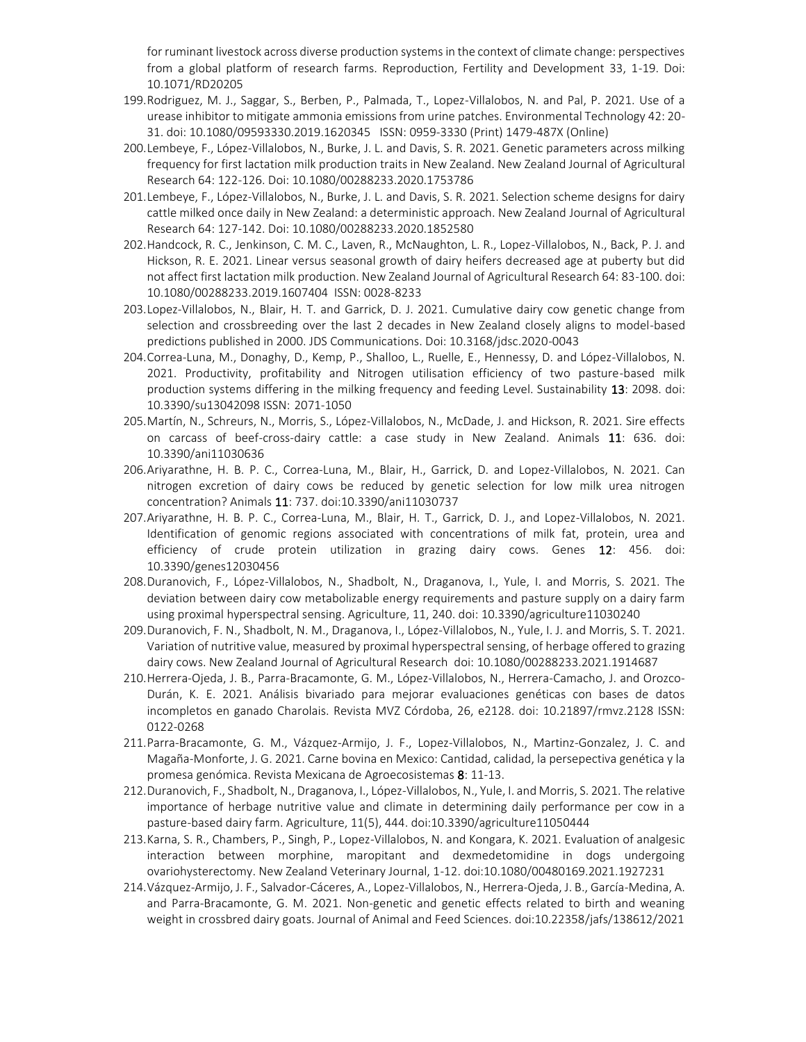for ruminant livestock across diverse production systems in the context of climate change: perspectives from a global platform of research farms. Reproduction, Fertility and Development 33, 1-19. Doi: 10.1071/RD20205

199. Rodriguez, M. J., Saggar, S., Berben, P., Palmada, T., Lopez-Villalobos, N. and Pal, P. 2021. Use of a urease inhibitor to mitigate ammonia emissions from urine patches. Environmental Technology 42: 20-31. doi: 10.1080/09593330.2019.1620345 ISSN: 0959-3330 (Print) 1479-487X (Online)
200. Lembeye, F., López-Villalobos, N., Burke, J. L. and Davis, S. R. 2021. Genetic parameters across milking frequency for first lactation milk production traits in New Zealand. New Zealand Journal of Agricultural Research 64: 122-126. Doi: 10.1080/00288233.2020.1753786
201. Lembeye, F., López-Villalobos, N., Burke, J. L. and Davis, S. R. 2021. Selection scheme designs for dairy cattle milked once daily in New Zealand: a deterministic approach. New Zealand Journal of Agricultural Research 64: 127-142. Doi: 10.1080/00288233.2020.1852580
202. Handcock, R. C., Jenkinson, C. M. C., Laven, R., McNaughton, L. R., Lopez-Villalobos, N., Back, P. J. and Hickson, R. E. 2021. Linear versus seasonal growth of dairy heifers decreased age at puberty but did not affect first lactation milk production. New Zealand Journal of Agricultural Research 64: 83-100. doi: 10.1080/00288233.2019.1607404 ISSN: 0028-8233
203. Lopez-Villalobos, N., Blair, H. T. and Garrick, D. J. 2021. Cumulative dairy cow genetic change from selection and crossbreeding over the last 2 decades in New Zealand closely aligns to model-based predictions published in 2000. JDS Communications. Doi: 10.3168/jdsc.2020-0043
204. Correa-Luna, M., Donaghy, D., Kemp, P., Shalloo, L., Ruelle, E., Hennessy, D. and López-Villalobos, N. 2021. Productivity, profitability and Nitrogen utilisation efficiency of two pasture-based milk production systems differing in the milking frequency and feeding Level. Sustainability **13**: 2098. doi: 10.3390/su13042098 ISSN: 2071-1050
205. Martín, N., Schreurs, N., Morris, S., López-Villalobos, N., McDade, J. and Hickson, R. 2021. Sire effects on carcass of beef-cross-dairy cattle: a case study in New Zealand. Animals **11**: 636. doi: 10.3390/ani11030636
206. Ariyarathne, H. B. P. C., Correa-Luna, M., Blair, H., Garrick, D. and Lopez-Villalobos, N. 2021. Can nitrogen excretion of dairy cows be reduced by genetic selection for low milk urea nitrogen concentration? Animals **11**: 737. doi:10.3390/ani11030737
207. Ariyarathne, H. B. P. C., Correa-Luna, M., Blair, H. T., Garrick, D. J., and Lopez-Villalobos, N. 2021. Identification of genomic regions associated with concentrations of milk fat, protein, urea and efficiency of crude protein utilization in grazing dairy cows. Genes **12**: 456. doi: 10.3390/genes12030456
208. Duranovich, F., López-Villalobos, N., Shadbolt, N., Draganova, I., Yule, I. and Morris, S. 2021. The deviation between dairy cow metabolizable energy requirements and pasture supply on a dairy farm using proximal hyperspectral sensing. Agriculture, 11, 240. doi: 10.3390/agriculture11030240
209. Duranovich, F. N., Shadbolt, N. M., Draganova, I., López-Villalobos, N., Yule, I. J. and Morris, S. T. 2021. Variation of nutritive value, measured by proximal hyperspectral sensing, of herbage offered to grazing dairy cows. New Zealand Journal of Agricultural Research doi: 10.1080/00288233.2021.1914687
210. Herrera-Ojeda, J. B., Parra-Bracamonte, G. M., López-Villalobos, N., Herrera-Camacho, J. and Orozco-Durán, K. E. 2021. Análisis bivariado para mejorar evaluaciones genéticas con bases de datos incompletos en ganado Charolais. Revista MVZ Córdoba, 26, e2128. doi: 10.21897/rmvz.2128 ISSN: 0122-0268
211. Parra-Bracamonte, G. M., Vázquez-Armijo, J. F., Lopez-Villalobos, N., Martinz-Gonzalez, J. C. and Magaña-Monforte, J. G. 2021. Carne bovina en Mexico: Cantidad, calidad, la persepectiva genética y la promesa genómica. Revista Mexicana de Agroecosistemas **8**: 11-13.
212. Duranovich, F., Shadbolt, N., Draganova, I., López-Villalobos, N., Yule, I. and Morris, S. 2021. The relative importance of herbage nutritive value and climate in determining daily performance per cow in a pasture-based dairy farm. Agriculture, 11(5), 444. doi:10.3390/agriculture11050444
213. Karna, S. R., Chambers, P., Singh, P., Lopez-Villalobos, N. and Kongara, K. 2021. Evaluation of analgesic interaction between morphine, maropitant and dexmedetomidine in dogs undergoing ovariohysterectomy. New Zealand Veterinary Journal, 1-12. doi:10.1080/00480169.2021.1927231
214. Vázquez-Armijo, J. F., Salvador-Cáceres, A., Lopez-Villalobos, N., Herrera-Ojeda, J. B., García-Medina, A. and Parra-Bracamonte, G. M. 2021. Non-genetic and genetic effects related to birth and weaning weight in crossbred dairy goats. Journal of Animal and Feed Sciences. doi:10.22358/jafs/138612/2021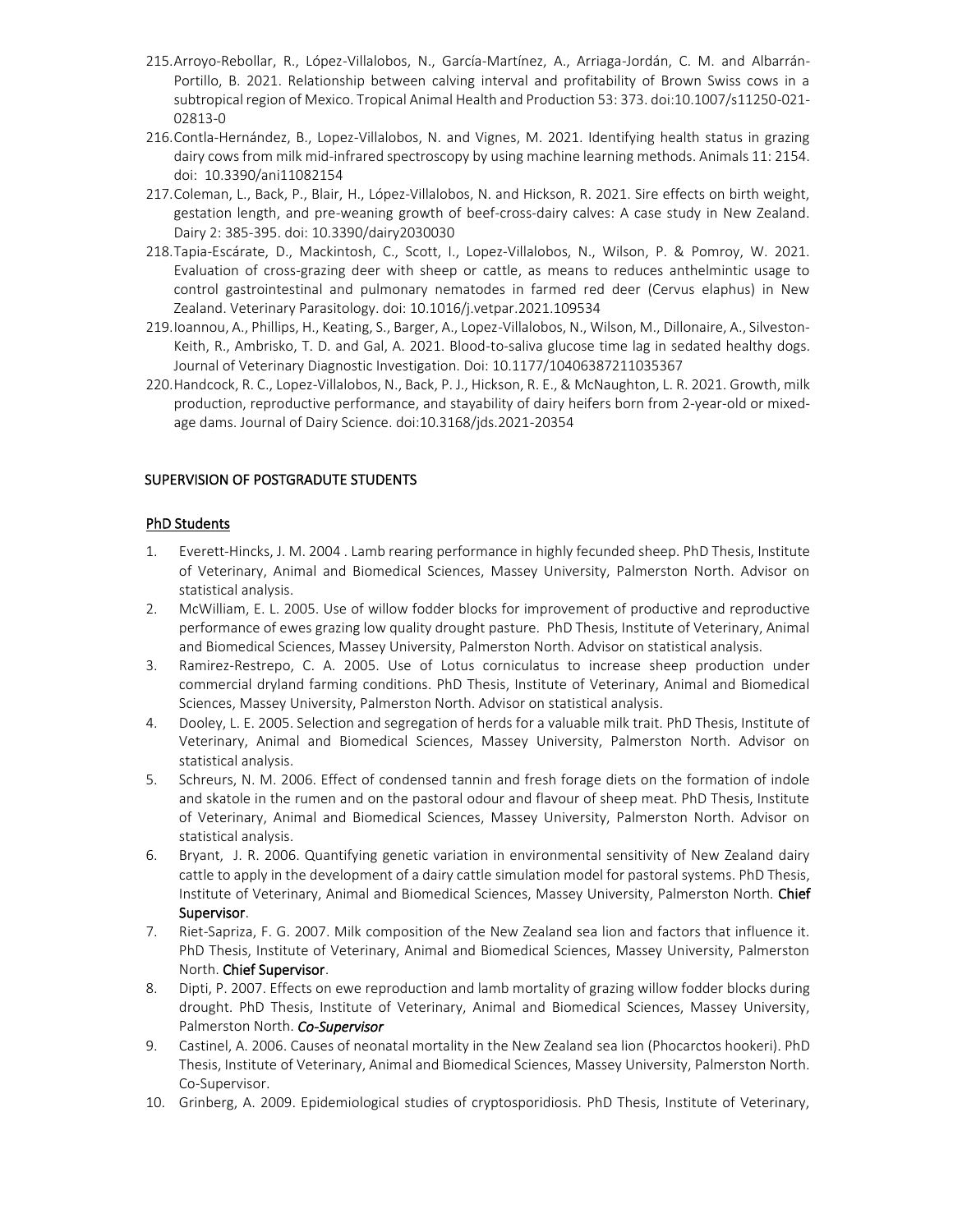215. Arroyo-Rebollar, R., López-Villalobos, N., García-Martínez, A., Arriaga-Jordán, C. M. and Albarrán-Portillo, B. 2021. Relationship between calving interval and profitability of Brown Swiss cows in a subtropical region of Mexico. Tropical Animal Health and Production 53: 373. doi:10.1007/s11250-021-02813-0
216. Contla-Hernández, B., Lopez-Villalobos, N. and Vignes, M. 2021. Identifying health status in grazing dairy cows from milk mid-infrared spectroscopy by using machine learning methods. Animals 11: 2154. doi: 10.3390/ani11082154
217. Coleman, L., Back, P., Blair, H., López-Villalobos, N. and Hickson, R. 2021. Sire effects on birth weight, gestation length, and pre-weaning growth of beef-cross-dairy calves: A case study in New Zealand. Dairy 2: 385-395. doi: 10.3390/dairy2030030
218. Tapia-Escárate, D., Mackintosh, C., Scott, I., Lopez-Villalobos, N., Wilson, P. & Pomroy, W. 2021. Evaluation of cross-grazing deer with sheep or cattle, as means to reduces anthelmintic usage to control gastrointestinal and pulmonary nematodes in farmed red deer (Cervus elaphus) in New Zealand. Veterinary Parasitology. doi: 10.1016/j.vetpar.2021.109534
219. Ioannou, A., Phillips, H., Keating, S., Barger, A., Lopez-Villalobos, N., Wilson, M., Dillonaire, A., Silveston-Keith, R., Ambrisko, T. D. and Gal, A. 2021. Blood-to-saliva glucose time lag in sedated healthy dogs. Journal of Veterinary Diagnostic Investigation. Doi: 10.1177/10406387211035367
220. Handcock, R. C., Lopez-Villalobos, N., Back, P. J., Hickson, R. E., & McNaughton, L. R. 2021. Growth, milk production, reproductive performance, and stayability of dairy heifers born from 2-year-old or mixed-age dams. Journal of Dairy Science. doi:10.3168/jds.2021-20354

## SUPERVISION OF POSTGRADUTE STUDENTS

### PhD Students

1. Everett-Hincks, J. M. 2004 . Lamb rearing performance in highly fecunded sheep. PhD Thesis, Institute of Veterinary, Animal and Biomedical Sciences, Massey University, Palmerston North. Advisor on statistical analysis.
2. McWilliam, E. L. 2005. Use of willow fodder blocks for improvement of productive and reproductive performance of ewes grazing low quality drought pasture. PhD Thesis, Institute of Veterinary, Animal and Biomedical Sciences, Massey University, Palmerston North. Advisor on statistical analysis.
3. Ramirez-Restrepo, C. A. 2005. Use of Lotus corniculatus to increase sheep production under commercial dryland farming conditions. PhD Thesis, Institute of Veterinary, Animal and Biomedical Sciences, Massey University, Palmerston North. Advisor on statistical analysis.
4. Dooley, L. E. 2005. Selection and segregation of herds for a valuable milk trait. PhD Thesis, Institute of Veterinary, Animal and Biomedical Sciences, Massey University, Palmerston North. Advisor on statistical analysis.
5. Schreurs, N. M. 2006. Effect of condensed tannin and fresh forage diets on the formation of indole and skatole in the rumen and on the pastoral odour and flavour of sheep meat. PhD Thesis, Institute of Veterinary, Animal and Biomedical Sciences, Massey University, Palmerston North. Advisor on statistical analysis.
6. Bryant, J. R. 2006. Quantifying genetic variation in environmental sensitivity of New Zealand dairy cattle to apply in the development of a dairy cattle simulation model for pastoral systems. PhD Thesis, Institute of Veterinary, Animal and Biomedical Sciences, Massey University, Palmerston North. **Chief Supervisor**.
7. Riet-Sapriza, F. G. 2007. Milk composition of the New Zealand sea lion and factors that influence it. PhD Thesis, Institute of Veterinary, Animal and Biomedical Sciences, Massey University, Palmerston North. **Chief Supervisor**.
8. Dipti, P. 2007. Effects on ewe reproduction and lamb mortality of grazing willow fodder blocks during drought. PhD Thesis, Institute of Veterinary, Animal and Biomedical Sciences, Massey University, Palmerston North. ***Co-Supervisor***
9. Castinel, A. 2006. Causes of neonatal mortality in the New Zealand sea lion (Phocarctos hookeri). PhD Thesis, Institute of Veterinary, Animal and Biomedical Sciences, Massey University, Palmerston North. Co-Supervisor.
10. Grinberg, A. 2009. Epidemiological studies of cryptosporidiosis. PhD Thesis, Institute of Veterinary,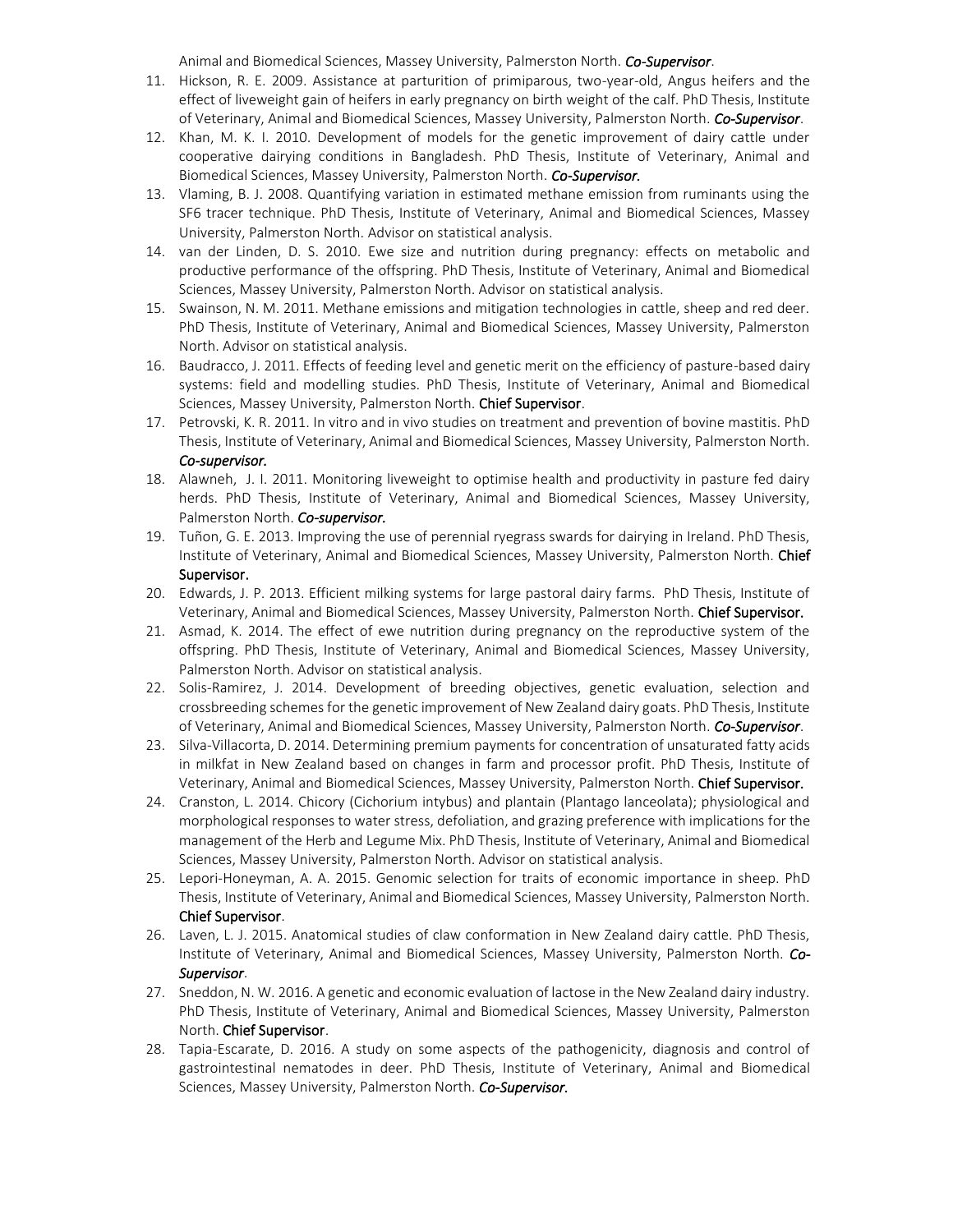Animal and Biomedical Sciences, Massey University, Palmerston North. ***Co-Supervisor***.

11. Hickson, R. E. 2009. Assistance at parturition of primiparous, two-year-old, Angus heifers and the effect of liveweight gain of heifers in early pregnancy on birth weight of the calf. PhD Thesis, Institute of Veterinary, Animal and Biomedical Sciences, Massey University, Palmerston North. ***Co-Supervisor***.
12. Khan, M. K. I. 2010. Development of models for the genetic improvement of dairy cattle under cooperative dairying conditions in Bangladesh. PhD Thesis, Institute of Veterinary, Animal and Biomedical Sciences, Massey University, Palmerston North. ***Co-Supervisor.***
13. Vlaming, B. J. 2008. Quantifying variation in estimated methane emission from ruminants using the SF6 tracer technique. PhD Thesis, Institute of Veterinary, Animal and Biomedical Sciences, Massey University, Palmerston North. Advisor on statistical analysis.
14. van der Linden, D. S. 2010. Ewe size and nutrition during pregnancy: effects on metabolic and productive performance of the offspring. PhD Thesis, Institute of Veterinary, Animal and Biomedical Sciences, Massey University, Palmerston North. Advisor on statistical analysis.
15. Swainson, N. M. 2011. Methane emissions and mitigation technologies in cattle, sheep and red deer. PhD Thesis, Institute of Veterinary, Animal and Biomedical Sciences, Massey University, Palmerston North. Advisor on statistical analysis.
16. Baudracco, J. 2011. Effects of feeding level and genetic merit on the efficiency of pasture-based dairy systems: field and modelling studies. PhD Thesis, Institute of Veterinary, Animal and Biomedical Sciences, Massey University, Palmerston North. **Chief Supervisor**.
17. Petrovski, K. R. 2011. In vitro and in vivo studies on treatment and prevention of bovine mastitis. PhD Thesis, Institute of Veterinary, Animal and Biomedical Sciences, Massey University, Palmerston North. ***Co-supervisor.***
18. Alawneh, J. I. 2011. Monitoring liveweight to optimise health and productivity in pasture fed dairy herds. PhD Thesis, Institute of Veterinary, Animal and Biomedical Sciences, Massey University, Palmerston North. ***Co-supervisor.***
19. Tuñon, G. E. 2013. Improving the use of perennial ryegrass swards for dairying in Ireland. PhD Thesis, Institute of Veterinary, Animal and Biomedical Sciences, Massey University, Palmerston North. **Chief Supervisor.**
20. Edwards, J. P. 2013. Efficient milking systems for large pastoral dairy farms. PhD Thesis, Institute of Veterinary, Animal and Biomedical Sciences, Massey University, Palmerston North. **Chief Supervisor.**
21. Asmad, K. 2014. The effect of ewe nutrition during pregnancy on the reproductive system of the offspring. PhD Thesis, Institute of Veterinary, Animal and Biomedical Sciences, Massey University, Palmerston North. Advisor on statistical analysis.
22. Solis-Ramirez, J. 2014. Development of breeding objectives, genetic evaluation, selection and crossbreeding schemes for the genetic improvement of New Zealand dairy goats. PhD Thesis, Institute of Veterinary, Animal and Biomedical Sciences, Massey University, Palmerston North. ***Co-Supervisor***.
23. Silva-Villacorta, D. 2014. Determining premium payments for concentration of unsaturated fatty acids in milkfat in New Zealand based on changes in farm and processor profit. PhD Thesis, Institute of Veterinary, Animal and Biomedical Sciences, Massey University, Palmerston North. **Chief Supervisor.**
24. Cranston, L. 2014. Chicory (Cichorium intybus) and plantain (Plantago lanceolata); physiological and morphological responses to water stress, defoliation, and grazing preference with implications for the management of the Herb and Legume Mix. PhD Thesis, Institute of Veterinary, Animal and Biomedical Sciences, Massey University, Palmerston North. Advisor on statistical analysis.
25. Lepori-Honeyman, A. A. 2015. Genomic selection for traits of economic importance in sheep. PhD Thesis, Institute of Veterinary, Animal and Biomedical Sciences, Massey University, Palmerston North. **Chief Supervisor**.
26. Laven, L. J. 2015. Anatomical studies of claw conformation in New Zealand dairy cattle. PhD Thesis, Institute of Veterinary, Animal and Biomedical Sciences, Massey University, Palmerston North. ***Co-Supervisor***.
27. Sneddon, N. W. 2016. A genetic and economic evaluation of lactose in the New Zealand dairy industry. PhD Thesis, Institute of Veterinary, Animal and Biomedical Sciences, Massey University, Palmerston North. **Chief Supervisor**.
28. Tapia-Escarate, D. 2016. A study on some aspects of the pathogenicity, diagnosis and control of gastrointestinal nematodes in deer. PhD Thesis, Institute of Veterinary, Animal and Biomedical Sciences, Massey University, Palmerston North. ***Co-Supervisor.***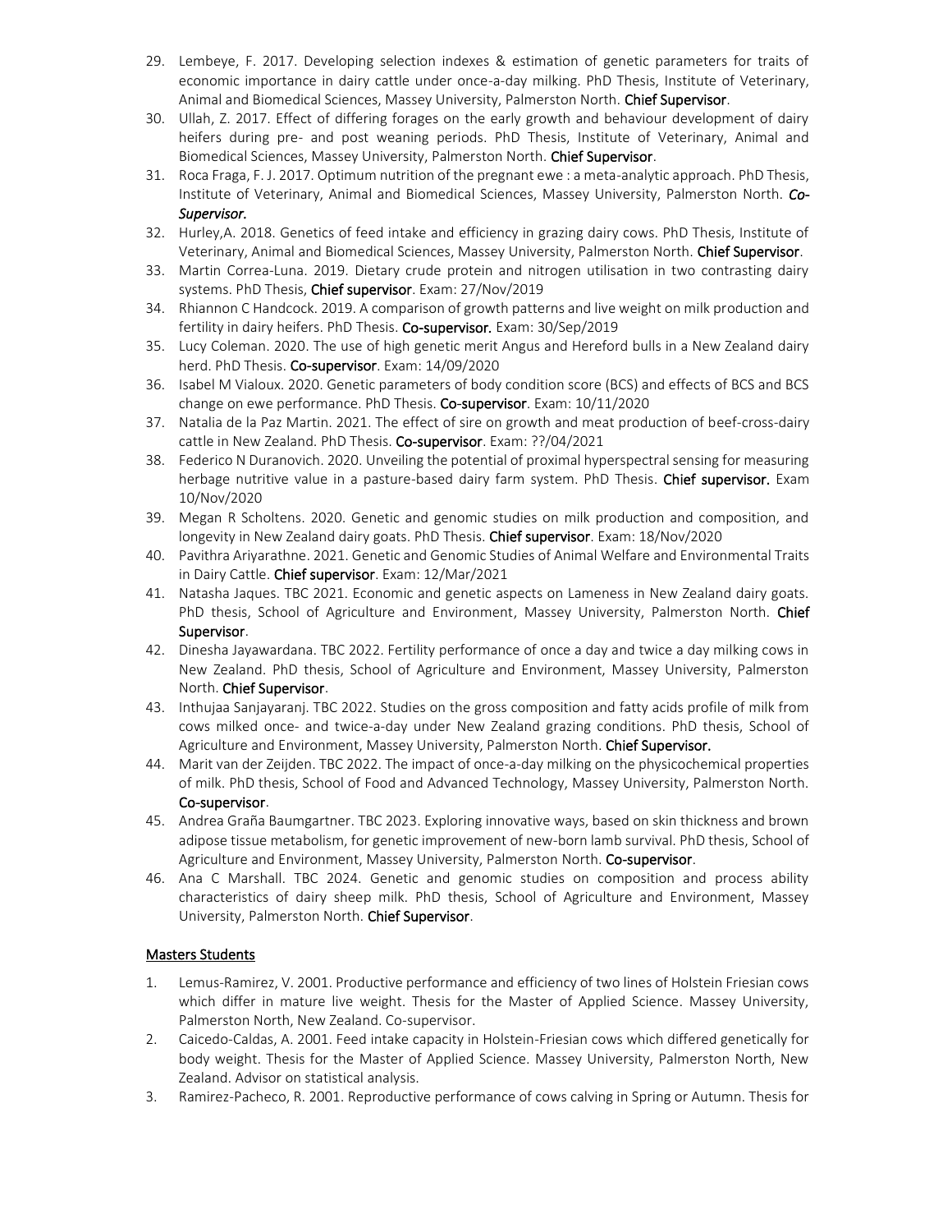29. Lembeye, F. 2017. Developing selection indexes & estimation of genetic parameters for traits of economic importance in dairy cattle under once-a-day milking. PhD Thesis, Institute of Veterinary, Animal and Biomedical Sciences, Massey University, Palmerston North. **Chief Supervisor**.
30. Ullah, Z. 2017. Effect of differing forages on the early growth and behaviour development of dairy heifers during pre- and post weaning periods. PhD Thesis, Institute of Veterinary, Animal and Biomedical Sciences, Massey University, Palmerston North. **Chief Supervisor**.
31. Roca Fraga, F. J. 2017. Optimum nutrition of the pregnant ewe : a meta-analytic approach. PhD Thesis, Institute of Veterinary, Animal and Biomedical Sciences, Massey University, Palmerston North. ***Co-Supervisor.***
32. Hurley,A. 2018. Genetics of feed intake and efficiency in grazing dairy cows. PhD Thesis, Institute of Veterinary, Animal and Biomedical Sciences, Massey University, Palmerston North. **Chief Supervisor**.
33. Martin Correa-Luna. 2019. Dietary crude protein and nitrogen utilisation in two contrasting dairy systems. PhD Thesis, **Chief supervisor**. Exam: 27/Nov/2019
34. Rhiannon C Handcock. 2019. A comparison of growth patterns and live weight on milk production and fertility in dairy heifers. PhD Thesis. **Co-supervisor.** Exam: 30/Sep/2019
35. Lucy Coleman. 2020. The use of high genetic merit Angus and Hereford bulls in a New Zealand dairy herd. PhD Thesis. **Co-supervisor**. Exam: 14/09/2020
36. Isabel M Vialoux. 2020. Genetic parameters of body condition score (BCS) and effects of BCS and BCS change on ewe performance. PhD Thesis. **Co-supervisor**. Exam: 10/11/2020
37. Natalia de la Paz Martin. 2021. The effect of sire on growth and meat production of beef-cross-dairy cattle in New Zealand. PhD Thesis. **Co-supervisor**. Exam: ??/04/2021
38. Federico N Duranovich. 2020. Unveiling the potential of proximal hyperspectral sensing for measuring herbage nutritive value in a pasture-based dairy farm system. PhD Thesis. **Chief supervisor.** Exam 10/Nov/2020
39. Megan R Scholtens. 2020. Genetic and genomic studies on milk production and composition, and longevity in New Zealand dairy goats. PhD Thesis. **Chief supervisor**. Exam: 18/Nov/2020
40. Pavithra Ariyarathne. 2021. Genetic and Genomic Studies of Animal Welfare and Environmental Traits in Dairy Cattle. **Chief supervisor**. Exam: 12/Mar/2021
41. Natasha Jaques. TBC 2021. Economic and genetic aspects on Lameness in New Zealand dairy goats. PhD thesis, School of Agriculture and Environment, Massey University, Palmerston North. **Chief Supervisor**.
42. Dinesha Jayawardana. TBC 2022. Fertility performance of once a day and twice a day milking cows in New Zealand. PhD thesis, School of Agriculture and Environment, Massey University, Palmerston North. **Chief Supervisor**.
43. Inthujaa Sanjayaranj. TBC 2022. Studies on the gross composition and fatty acids profile of milk from cows milked once- and twice-a-day under New Zealand grazing conditions. PhD thesis, School of Agriculture and Environment, Massey University, Palmerston North. **Chief Supervisor.**
44. Marit van der Zeijden. TBC 2022. The impact of once-a-day milking on the physicochemical properties of milk. PhD thesis, School of Food and Advanced Technology, Massey University, Palmerston North. **Co-supervisor**.
45. Andrea Graña Baumgartner. TBC 2023. Exploring innovative ways, based on skin thickness and brown adipose tissue metabolism, for genetic improvement of new-born lamb survival. PhD thesis, School of Agriculture and Environment, Massey University, Palmerston North. **Co-supervisor**.
46. Ana C Marshall. TBC 2024. Genetic and genomic studies on composition and process ability characteristics of dairy sheep milk. PhD thesis, School of Agriculture and Environment, Massey University, Palmerston North. **Chief Supervisor**.

## Masters Students

1. Lemus-Ramirez, V. 2001. Productive performance and efficiency of two lines of Holstein Friesian cows which differ in mature live weight. Thesis for the Master of Applied Science. Massey University, Palmerston North, New Zealand. Co-supervisor.
2. Caicedo-Caldas, A. 2001. Feed intake capacity in Holstein-Friesian cows which differed genetically for body weight. Thesis for the Master of Applied Science. Massey University, Palmerston North, New Zealand. Advisor on statistical analysis.
3. Ramirez-Pacheco, R. 2001. Reproductive performance of cows calving in Spring or Autumn. Thesis for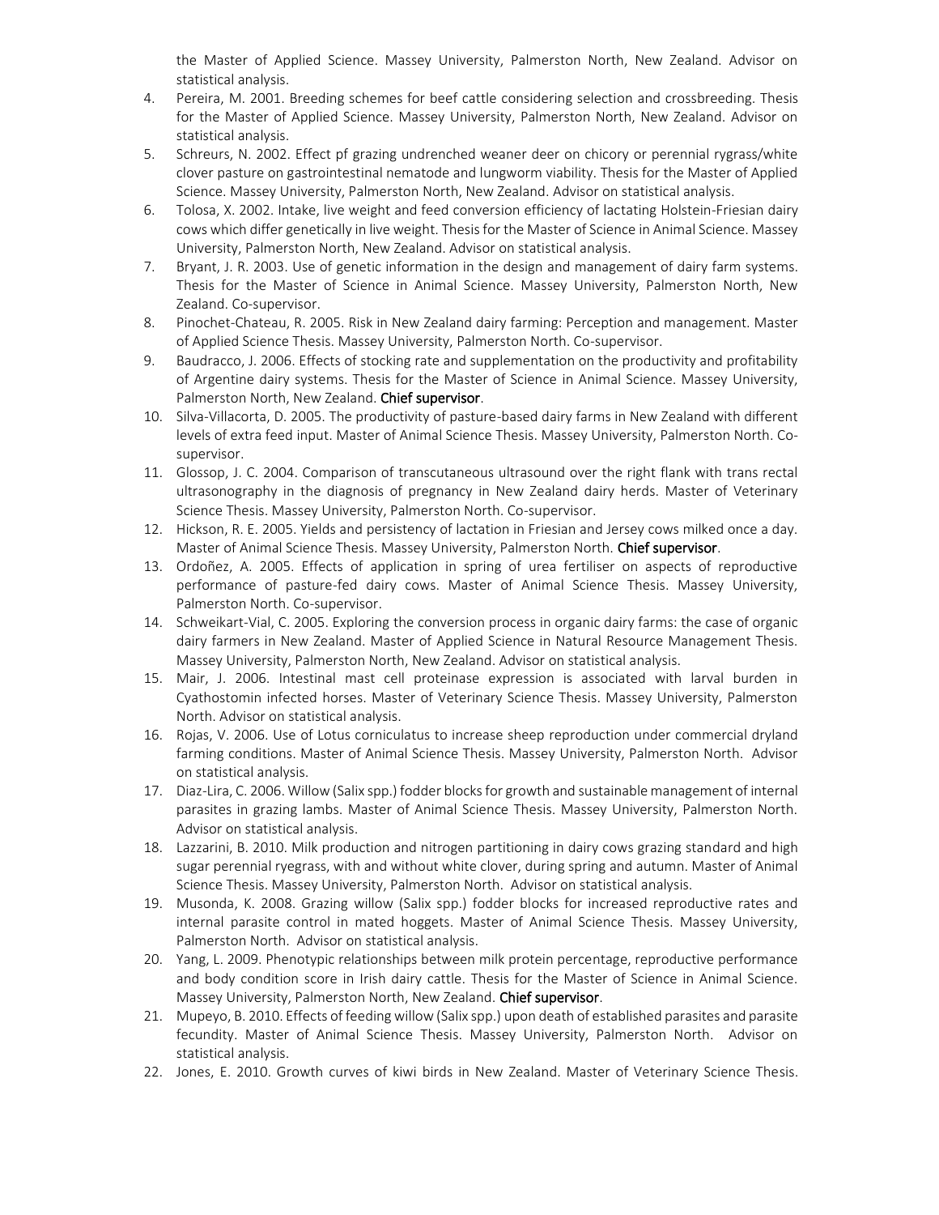the Master of Applied Science. Massey University, Palmerston North, New Zealand. Advisor on statistical analysis.

4. Pereira, M. 2001. Breeding schemes for beef cattle considering selection and crossbreeding. Thesis for the Master of Applied Science. Massey University, Palmerston North, New Zealand. Advisor on statistical analysis.
5. Schreurs, N. 2002. Effect pf grazing undrenched weaner deer on chicory or perennial rygrass/white clover pasture on gastrointestinal nematode and lungworm viability. Thesis for the Master of Applied Science. Massey University, Palmerston North, New Zealand. Advisor on statistical analysis.
6. Tolosa, X. 2002. Intake, live weight and feed conversion efficiency of lactating Holstein-Friesian dairy cows which differ genetically in live weight. Thesis for the Master of Science in Animal Science. Massey University, Palmerston North, New Zealand. Advisor on statistical analysis.
7. Bryant, J. R. 2003. Use of genetic information in the design and management of dairy farm systems. Thesis for the Master of Science in Animal Science. Massey University, Palmerston North, New Zealand. Co-supervisor.
8. Pinochet-Chateau, R. 2005. Risk in New Zealand dairy farming: Perception and management. Master of Applied Science Thesis. Massey University, Palmerston North. Co-supervisor.
9. Baudracco, J. 2006. Effects of stocking rate and supplementation on the productivity and profitability of Argentine dairy systems. Thesis for the Master of Science in Animal Science. Massey University, Palmerston North, New Zealand. **Chief supervisor**.
10. Silva-Villacorta, D. 2005. The productivity of pasture-based dairy farms in New Zealand with different levels of extra feed input. Master of Animal Science Thesis. Massey University, Palmerston North. Co-supervisor.
11. Glossop, J. C. 2004. Comparison of transcutaneous ultrasound over the right flank with trans rectal ultrasonography in the diagnosis of pregnancy in New Zealand dairy herds. Master of Veterinary Science Thesis. Massey University, Palmerston North. Co-supervisor.
12. Hickson, R. E. 2005. Yields and persistency of lactation in Friesian and Jersey cows milked once a day. Master of Animal Science Thesis. Massey University, Palmerston North. **Chief supervisor**.
13. Ordoñez, A. 2005. Effects of application in spring of urea fertiliser on aspects of reproductive performance of pasture-fed dairy cows. Master of Animal Science Thesis. Massey University, Palmerston North. Co-supervisor.
14. Schweikart-Vial, C. 2005. Exploring the conversion process in organic dairy farms: the case of organic dairy farmers in New Zealand. Master of Applied Science in Natural Resource Management Thesis. Massey University, Palmerston North, New Zealand. Advisor on statistical analysis.
15. Mair, J. 2006. Intestinal mast cell proteinase expression is associated with larval burden in Cyathostomin infected horses. Master of Veterinary Science Thesis. Massey University, Palmerston North. Advisor on statistical analysis.
16. Rojas, V. 2006. Use of Lotus corniculatus to increase sheep reproduction under commercial dryland farming conditions. Master of Animal Science Thesis. Massey University, Palmerston North. Advisor on statistical analysis.
17. Diaz-Lira, C. 2006. Willow (Salix spp.) fodder blocks for growth and sustainable management of internal parasites in grazing lambs. Master of Animal Science Thesis. Massey University, Palmerston North. Advisor on statistical analysis.
18. Lazzarini, B. 2010. Milk production and nitrogen partitioning in dairy cows grazing standard and high sugar perennial ryegrass, with and without white clover, during spring and autumn. Master of Animal Science Thesis. Massey University, Palmerston North. Advisor on statistical analysis.
19. Musonda, K. 2008. Grazing willow (Salix spp.) fodder blocks for increased reproductive rates and internal parasite control in mated hoggets. Master of Animal Science Thesis. Massey University, Palmerston North. Advisor on statistical analysis.
20. Yang, L. 2009. Phenotypic relationships between milk protein percentage, reproductive performance and body condition score in Irish dairy cattle. Thesis for the Master of Science in Animal Science. Massey University, Palmerston North, New Zealand. **Chief supervisor**.
21. Mupeyo, B. 2010. Effects of feeding willow (Salix spp.) upon death of established parasites and parasite fecundity. Master of Animal Science Thesis. Massey University, Palmerston North. Advisor on statistical analysis.
22. Jones, E. 2010. Growth curves of kiwi birds in New Zealand. Master of Veterinary Science Thesis.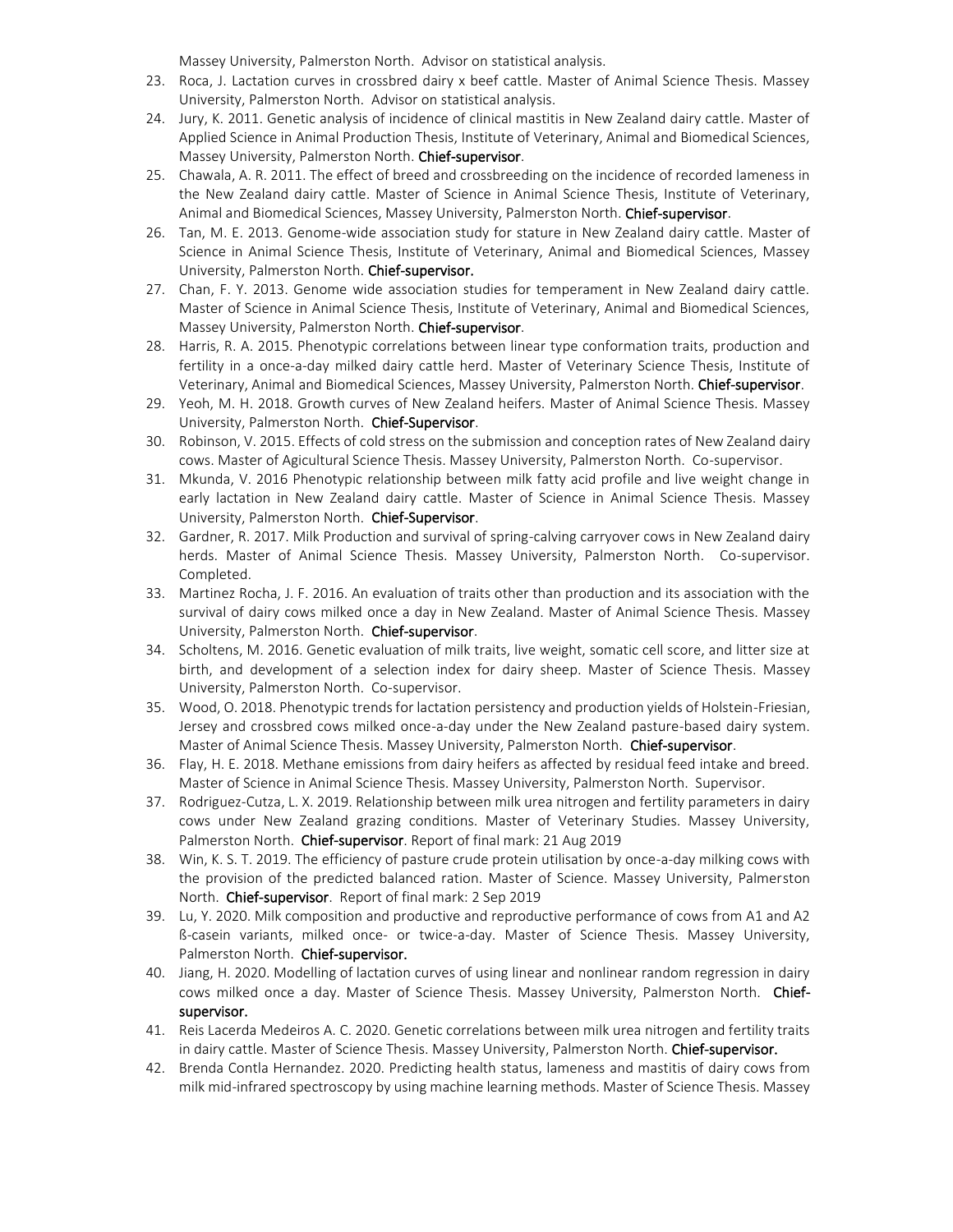Massey University, Palmerston North. Advisor on statistical analysis.

23. Roca, J. Lactation curves in crossbred dairy x beef cattle. Master of Animal Science Thesis. Massey University, Palmerston North. Advisor on statistical analysis.
24. Jury, K. 2011. Genetic analysis of incidence of clinical mastitis in New Zealand dairy cattle. Master of Applied Science in Animal Production Thesis, Institute of Veterinary, Animal and Biomedical Sciences, Massey University, Palmerston North. **Chief-supervisor**.
25. Chawala, A. R. 2011. The effect of breed and crossbreeding on the incidence of recorded lameness in the New Zealand dairy cattle. Master of Science in Animal Science Thesis, Institute of Veterinary, Animal and Biomedical Sciences, Massey University, Palmerston North. **Chief-supervisor**.
26. Tan, M. E. 2013. Genome-wide association study for stature in New Zealand dairy cattle. Master of Science in Animal Science Thesis, Institute of Veterinary, Animal and Biomedical Sciences, Massey University, Palmerston North. **Chief-supervisor.**
27. Chan, F. Y. 2013. Genome wide association studies for temperament in New Zealand dairy cattle. Master of Science in Animal Science Thesis, Institute of Veterinary, Animal and Biomedical Sciences, Massey University, Palmerston North. **Chief-supervisor**.
28. Harris, R. A. 2015. Phenotypic correlations between linear type conformation traits, production and fertility in a once-a-day milked dairy cattle herd. Master of Veterinary Science Thesis, Institute of Veterinary, Animal and Biomedical Sciences, Massey University, Palmerston North. **Chief-supervisor**.
29. Yeoh, M. H. 2018. Growth curves of New Zealand heifers. Master of Animal Science Thesis. Massey University, Palmerston North. **Chief-Supervisor**.
30. Robinson, V. 2015. Effects of cold stress on the submission and conception rates of New Zealand dairy cows. Master of Agicultural Science Thesis. Massey University, Palmerston North. Co-supervisor.
31. Mkunda, V. 2016 Phenotypic relationship between milk fatty acid profile and live weight change in early lactation in New Zealand dairy cattle. Master of Science in Animal Science Thesis. Massey University, Palmerston North. **Chief-Supervisor**.
32. Gardner, R. 2017. Milk Production and survival of spring-calving carryover cows in New Zealand dairy herds. Master of Animal Science Thesis. Massey University, Palmerston North. Co-supervisor. Completed.
33. Martinez Rocha, J. F. 2016. An evaluation of traits other than production and its association with the survival of dairy cows milked once a day in New Zealand. Master of Animal Science Thesis. Massey University, Palmerston North. **Chief-supervisor**.
34. Scholtens, M. 2016. Genetic evaluation of milk traits, live weight, somatic cell score, and litter size at birth, and development of a selection index for dairy sheep. Master of Science Thesis. Massey University, Palmerston North. Co-supervisor.
35. Wood, O. 2018. Phenotypic trends for lactation persistency and production yields of Holstein-Friesian, Jersey and crossbred cows milked once-a-day under the New Zealand pasture-based dairy system. Master of Animal Science Thesis. Massey University, Palmerston North. **Chief-supervisor**.
36. Flay, H. E. 2018. Methane emissions from dairy heifers as affected by residual feed intake and breed. Master of Science in Animal Science Thesis. Massey University, Palmerston North. Supervisor.
37. Rodriguez-Cutza, L. X. 2019. Relationship between milk urea nitrogen and fertility parameters in dairy cows under New Zealand grazing conditions. Master of Veterinary Studies. Massey University, Palmerston North. **Chief-supervisor**. Report of final mark: 21 Aug 2019
38. Win, K. S. T. 2019. The efficiency of pasture crude protein utilisation by once-a-day milking cows with the provision of the predicted balanced ration. Master of Science. Massey University, Palmerston North. **Chief-supervisor**. Report of final mark: 2 Sep 2019
39. Lu, Y. 2020. Milk composition and productive and reproductive performance of cows from A1 and A2 ß-casein variants, milked once- or twice-a-day. Master of Science Thesis. Massey University, Palmerston North. **Chief-supervisor.**
40. Jiang, H. 2020. Modelling of lactation curves of using linear and nonlinear random regression in dairy cows milked once a day. Master of Science Thesis. Massey University, Palmerston North. **Chief-supervisor.**
41. Reis Lacerda Medeiros A. C. 2020. Genetic correlations between milk urea nitrogen and fertility traits in dairy cattle. Master of Science Thesis. Massey University, Palmerston North. **Chief-supervisor.**
42. Brenda Contla Hernandez. 2020. Predicting health status, lameness and mastitis of dairy cows from milk mid-infrared spectroscopy by using machine learning methods. Master of Science Thesis. Massey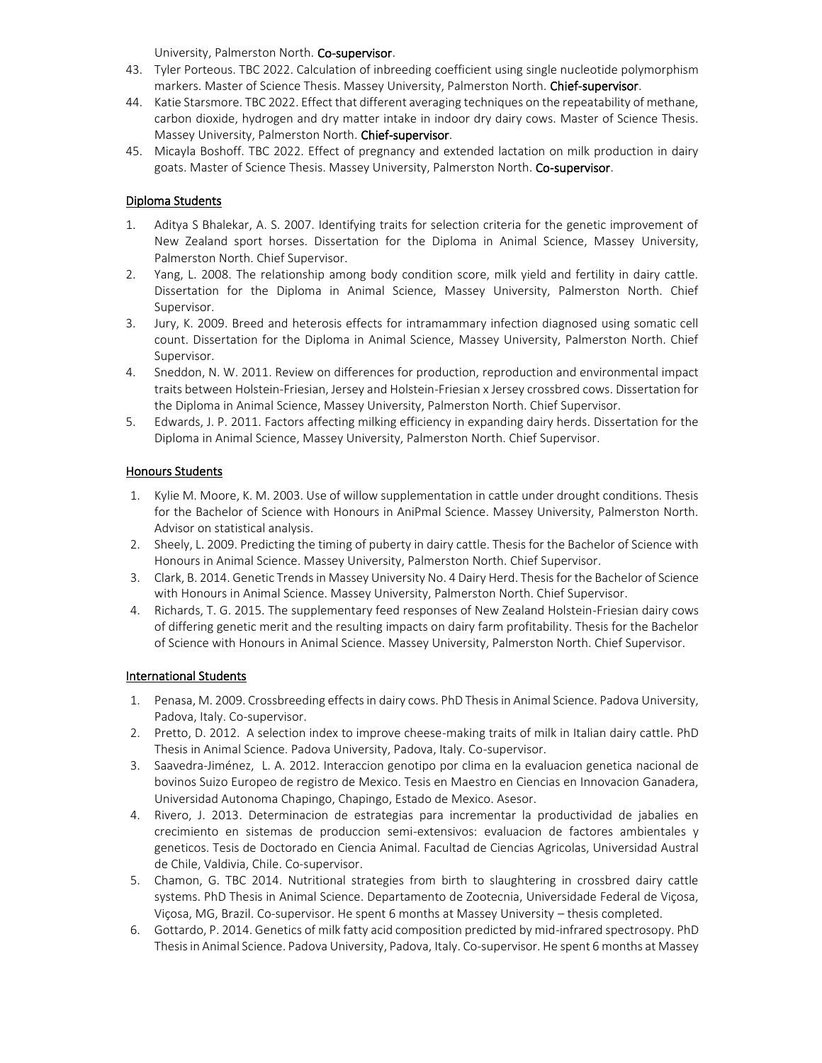University, Palmerston North. **Co-supervisor**.

43. Tyler Porteous. TBC 2022. Calculation of inbreeding coefficient using single nucleotide polymorphism markers. Master of Science Thesis. Massey University, Palmerston North. **Chief-supervisor**.
44. Katie Starsmore. TBC 2022. Effect that different averaging techniques on the repeatability of methane, carbon dioxide, hydrogen and dry matter intake in indoor dry dairy cows. Master of Science Thesis. Massey University, Palmerston North. **Chief-supervisor**.
45. Micayla Boshoff. TBC 2022. Effect of pregnancy and extended lactation on milk production in dairy goats. Master of Science Thesis. Massey University, Palmerston North. **Co-supervisor**.

## Diploma Students

1. Aditya S Bhalekar, A. S. 2007. Identifying traits for selection criteria for the genetic improvement of New Zealand sport horses. Dissertation for the Diploma in Animal Science, Massey University, Palmerston North. Chief Supervisor.
2. Yang, L. 2008. The relationship among body condition score, milk yield and fertility in dairy cattle. Dissertation for the Diploma in Animal Science, Massey University, Palmerston North. Chief Supervisor.
3. Jury, K. 2009. Breed and heterosis effects for intramammary infection diagnosed using somatic cell count. Dissertation for the Diploma in Animal Science, Massey University, Palmerston North. Chief Supervisor.
4. Sneddon, N. W. 2011. Review on differences for production, reproduction and environmental impact traits between Holstein-Friesian, Jersey and Holstein-Friesian x Jersey crossbred cows. Dissertation for the Diploma in Animal Science, Massey University, Palmerston North. Chief Supervisor.
5. Edwards, J. P. 2011. Factors affecting milking efficiency in expanding dairy herds. Dissertation for the Diploma in Animal Science, Massey University, Palmerston North. Chief Supervisor.

## Honours Students

1. Kylie M. Moore, K. M. 2003. Use of willow supplementation in cattle under drought conditions. Thesis for the Bachelor of Science with Honours in AniPmal Science. Massey University, Palmerston North. Advisor on statistical analysis.
2. Sheely, L. 2009. Predicting the timing of puberty in dairy cattle. Thesis for the Bachelor of Science with Honours in Animal Science. Massey University, Palmerston North. Chief Supervisor.
3. Clark, B. 2014. Genetic Trends in Massey University No. 4 Dairy Herd. Thesis for the Bachelor of Science with Honours in Animal Science. Massey University, Palmerston North. Chief Supervisor.
4. Richards, T. G. 2015. The supplementary feed responses of New Zealand Holstein-Friesian dairy cows of differing genetic merit and the resulting impacts on dairy farm profitability. Thesis for the Bachelor of Science with Honours in Animal Science. Massey University, Palmerston North. Chief Supervisor.

## International Students

1. Penasa, M. 2009. Crossbreeding effects in dairy cows. PhD Thesis in Animal Science. Padova University, Padova, Italy. Co-supervisor.
2. Pretto, D. 2012. A selection index to improve cheese-making traits of milk in Italian dairy cattle. PhD Thesis in Animal Science. Padova University, Padova, Italy. Co-supervisor.
3. Saavedra-Jiménez, L. A. 2012. Interaccion genotipo por clima en la evaluacion genetica nacional de bovinos Suizo Europeo de registro de Mexico. Tesis en Maestro en Ciencias en Innovacion Ganadera, Universidad Autonoma Chapingo, Chapingo, Estado de Mexico. Asesor.
4. Rivero, J. 2013. Determinacion de estrategias para incrementar la productividad de jabalies en crecimiento en sistemas de produccion semi-extensivos: evaluacion de factores ambientales y geneticos. Tesis de Doctorado en Ciencia Animal. Facultad de Ciencias Agricolas, Universidad Austral de Chile, Valdivia, Chile. Co-supervisor.
5. Chamon, G. TBC 2014. Nutritional strategies from birth to slaughtering in crossbred dairy cattle systems. PhD Thesis in Animal Science. Departamento de Zootecnia, Universidade Federal de Viçosa, Viçosa, MG, Brazil. Co-supervisor. He spent 6 months at Massey University – thesis completed.
6. Gottardo, P. 2014. Genetics of milk fatty acid composition predicted by mid-infrared spectroscopy. PhD Thesis in Animal Science. Padova University, Padova, Italy. Co-supervisor. He spent 6 months at Massey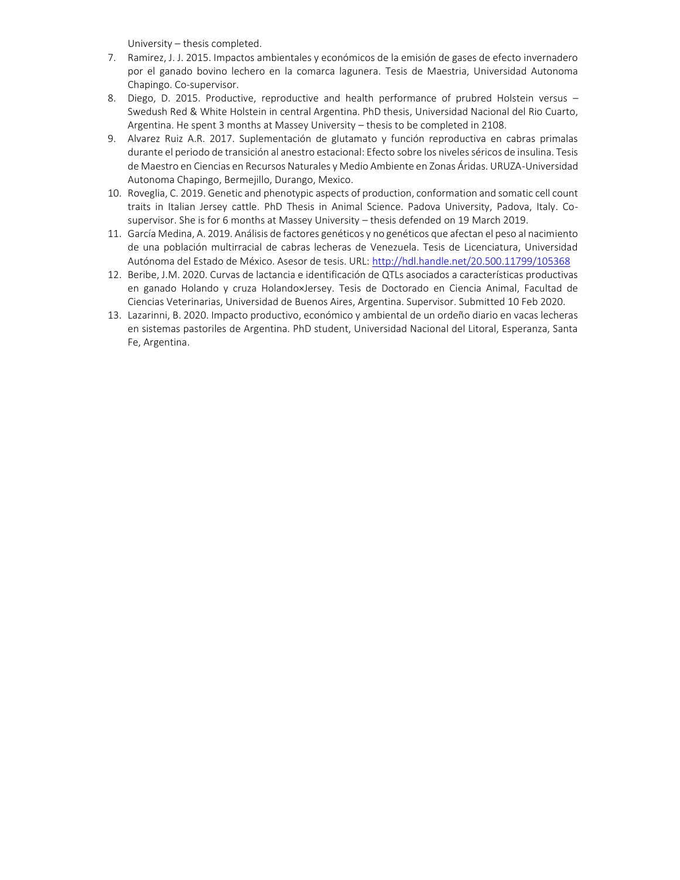University – thesis completed.

7. Ramirez, J. J. 2015. Impactos ambientales y económicos de la emisión de gases de efecto invernadero por el ganado bovino lechero en la comarca lagunera. Tesis de Maestria, Universidad Autonoma Chapingo. Co-supervisor.
8. Diego, D. 2015. Productive, reproductive and health performance of prubred Holstein versus – Swedush Red & White Holstein in central Argentina. PhD thesis, Universidad Nacional del Rio Cuarto, Argentina. He spent 3 months at Massey University – thesis to be completed in 2108.
9. Alvarez Ruiz A.R. 2017. Suplementación de glutamato y función reproductiva en cabras primalas durante el periodo de transición al anestro estacional: Efecto sobre los niveles séricos de insulina. Tesis de Maestro en Ciencias en Recursos Naturales y Medio Ambiente en Zonas Áridas. URUZA-Universidad Autonoma Chapingo, Bermejillo, Durango, Mexico.
10. Roveglia, C. 2019. Genetic and phenotypic aspects of production, conformation and somatic cell count traits in Italian Jersey cattle. PhD Thesis in Animal Science. Padova University, Padova, Italy. Co-supervisor. She is for 6 months at Massey University – thesis defended on 19 March 2019.
11. García Medina, A. 2019. Análisis de factores genéticos y no genéticos que afectan el peso al nacimiento de una población multirracial de cabras lecheras de Venezuela. Tesis de Licenciatura, Universidad Autónoma del Estado de México. Asesor de tesis. URL: http://hdl.handle.net/20.500.11799/105368
12. Beribe, J.M. 2020. Curvas de lactancia e identificación de QTLs asociados a características productivas en ganado Holando y cruza Holando×Jersey. Tesis de Doctorado en Ciencia Animal, Facultad de Ciencias Veterinarias, Universidad de Buenos Aires, Argentina. Supervisor. Submitted 10 Feb 2020.
13. Lazarinni, B. 2020. Impacto productivo, económico y ambiental de un ordeño diario en vacas lecheras en sistemas pastoriles de Argentina. PhD student, Universidad Nacional del Litoral, Esperanza, Santa Fe, Argentina.